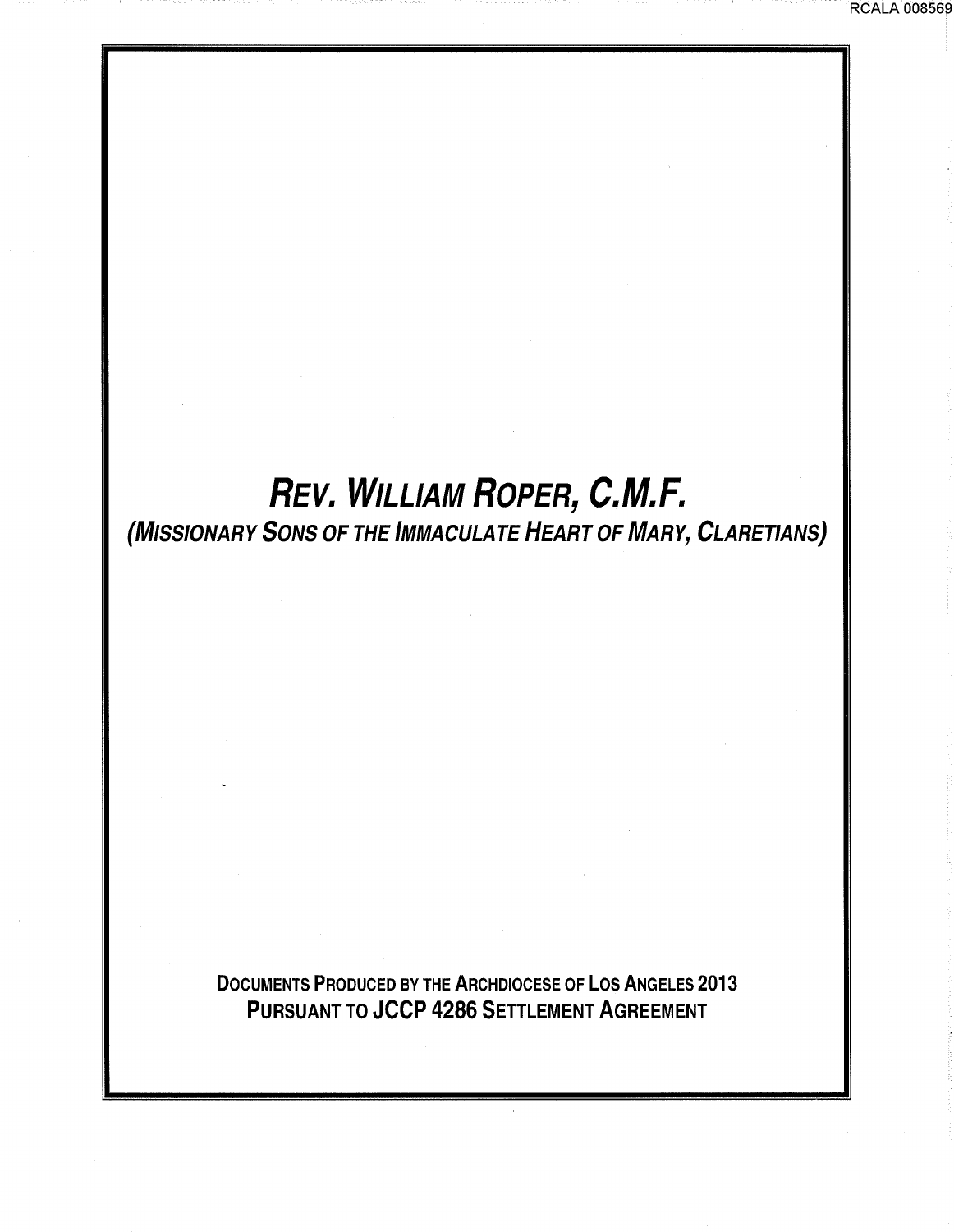# *REV. WILLIAM ROPER, C.M.F.*

## *(MISSIONARY SONS OF THE IMMACULATE HEART OF MARY, CLARETIANS)*

**DOCUMENTS PRODUCED BY THE ARCHDIOCESE OF LOS ANGELES 2013**
**PURSUANT TO JCCP 4286 SETTLEMENT AGREEMENT**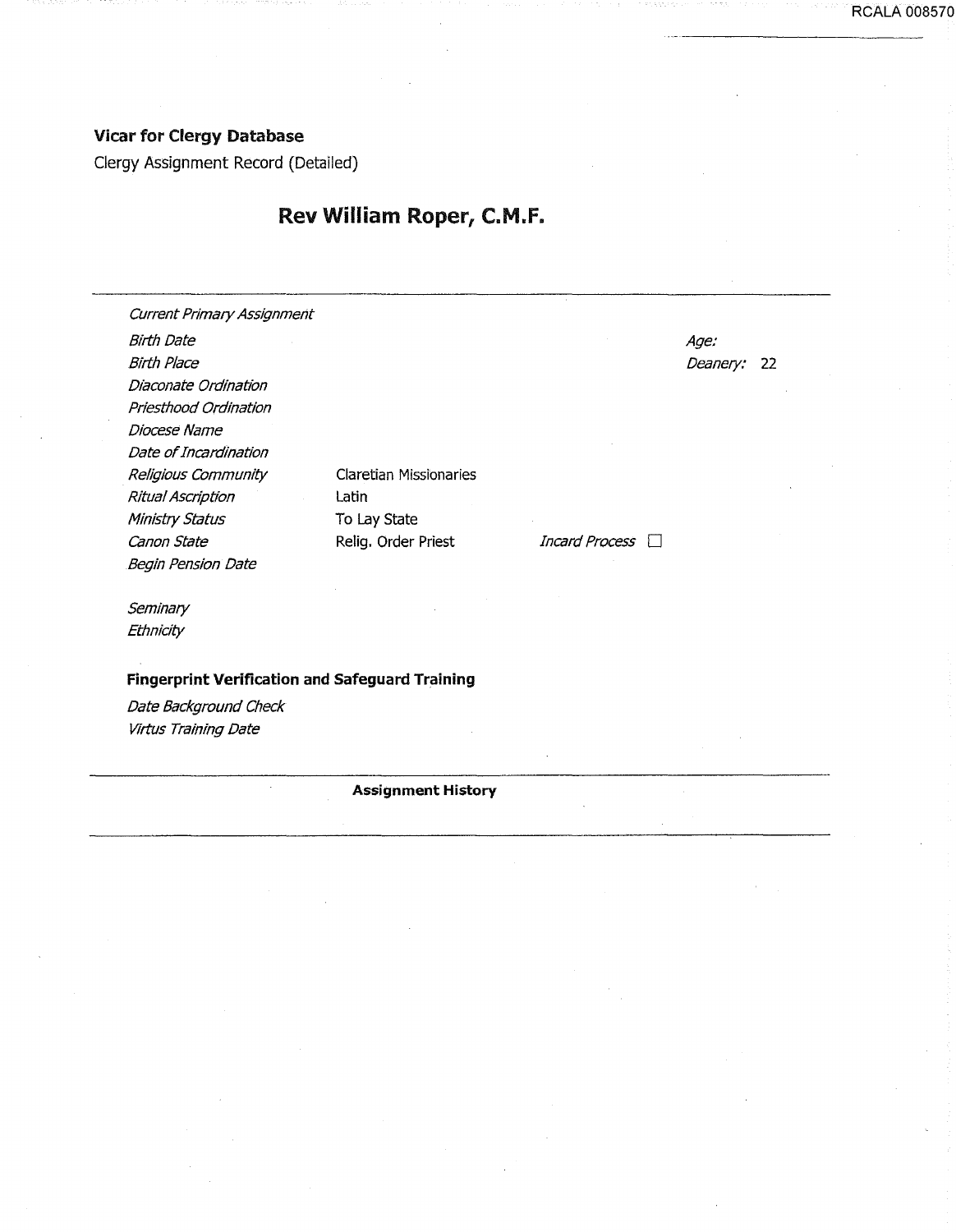**Vicar for Clergy Database**

Clergy Assignment Record (Detailed)

# Rev William Roper, C.M.F.

| | | | |
|---|---|---|---|
| *Current Primary Assignment* | | | |
| *Birth Date* | | | *Age:* |
| *Birth Place* | | | *Deanery:* 22 |
| *Diaconate Ordination* | | | |
| *Priesthood Ordination* | | | |
| *Diocese Name* | | | |
| *Date of Incardination* | | | |
| *Religious Community* | Claretian Missionaries | | |
| *Ritual Ascription* | Latin | | |
| *Ministry Status* | To Lay State | | |
| *Canon State* | Relig. Order Priest | *Incard Process* ☐ | |
| *Begin Pension Date* | | | |

*Seminary*

*Ethnicity*

**Fingerprint Verification and Safeguard Training**

*Date Background Check*

*Virtus Training Date*

**Assignment History**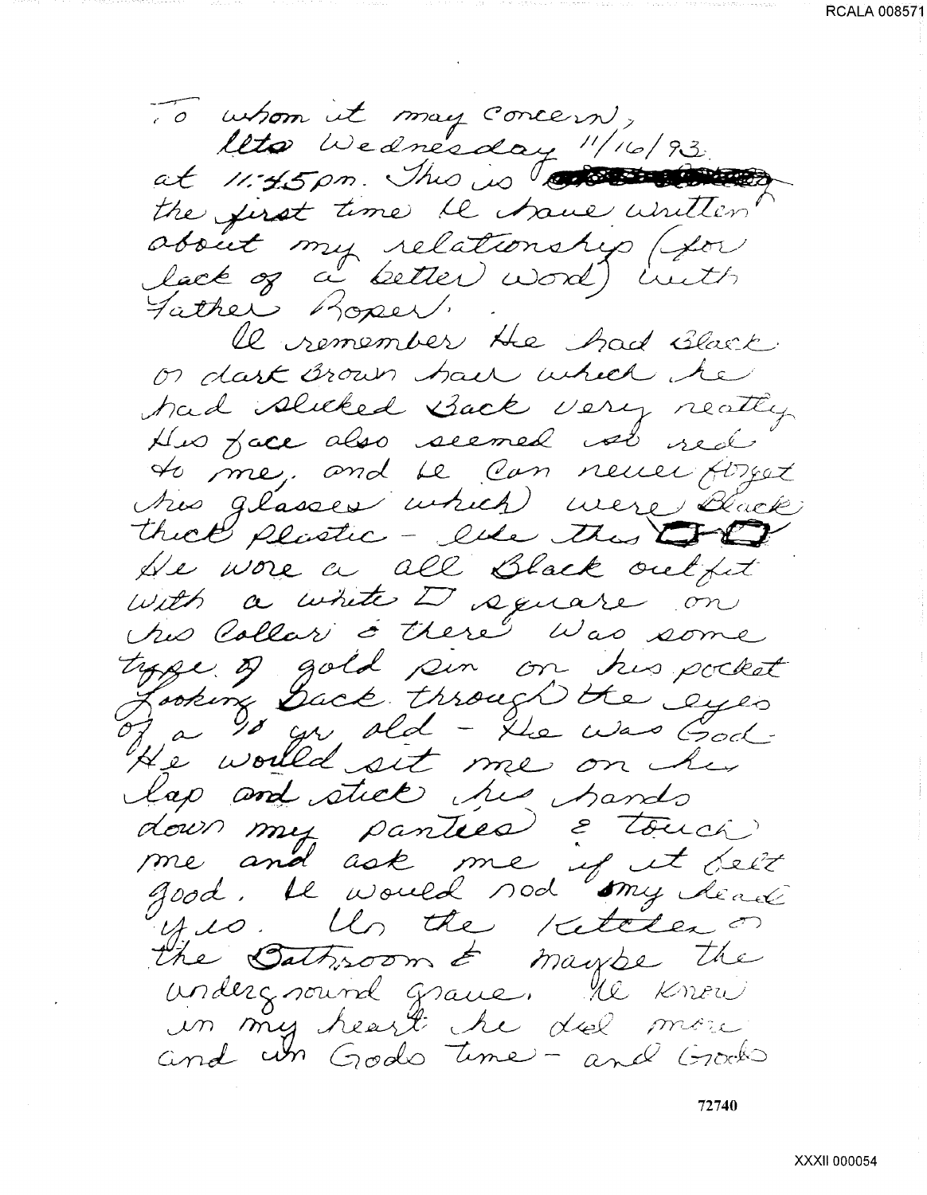To whom it may concern,

Its Wednesday 11/16/93. at 11:45pm. This is ~~[crossed out]~~ the first time I have written about my relationship (for lack of a better word) with Father Roper.

I remember He had Black or dark Brown hair which he had slicked Back very neatly. His face also seemed so red to me, and I can never forget his glasses which were Black thick plastic - like this [drawing of glasses]. He wore a all Black outfit with a white □ square on his Collar & there was some type of gold pin on his pocket. Looking Back through the eyes of a 10 yr old - He was God - He would sit me on his lap and stick his hands down my panties & touch me and ask me if it felt good. I would nod my head yes. In the Kitchen or the Bathroom & maybe the underground grave. I knew in my heart he did more and in Gods time - and Gods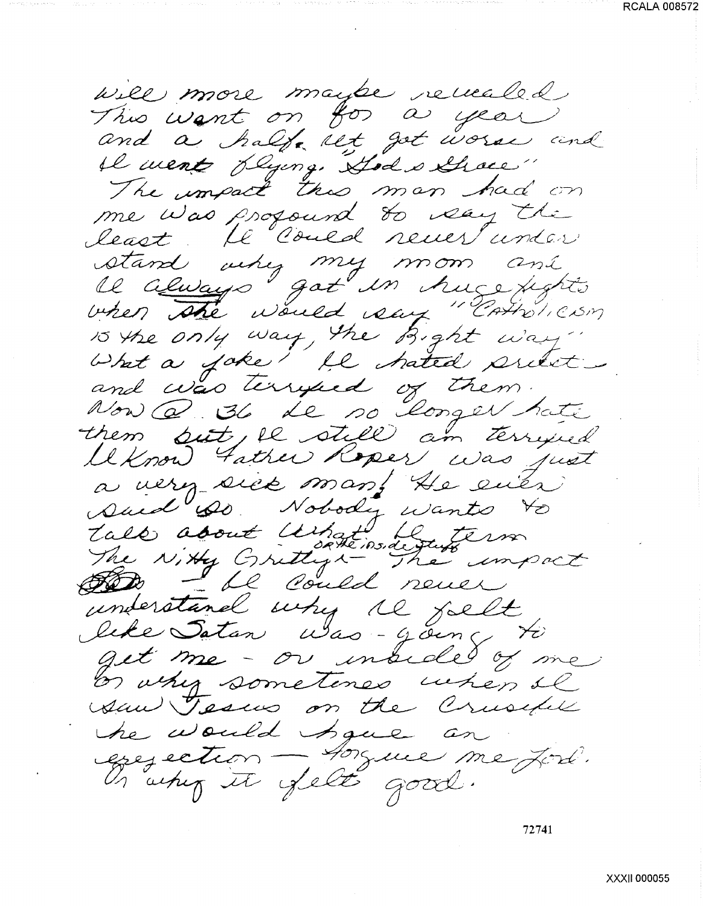will more maybe revealed
This went on for a year
and a half. It got worse and
I went flying. "God's Grace"
The impact this man had on
me was profound to say the
least. I could never under
stand why my mom and
I always got in huge fights
when she would say "Catholicism
is the only way, the Right way"
What a joke! I hated priests
and was terrified of them.
Now @ 36 I no longer hate
them but, I still am terrified
I know Father Roper was just
a very sick man! He even
said so. Nobody wants to
talk about what I term
The Nitty Gritty - or the inside stuff - The impact
~~the~~ - I could never
understand why I felt
like Satan was going to
get me - or inside of me
or why sometimes when I
saw Jesus on the Crucifix
he would have an
erection — forgive me Lord.
Or why it felt good.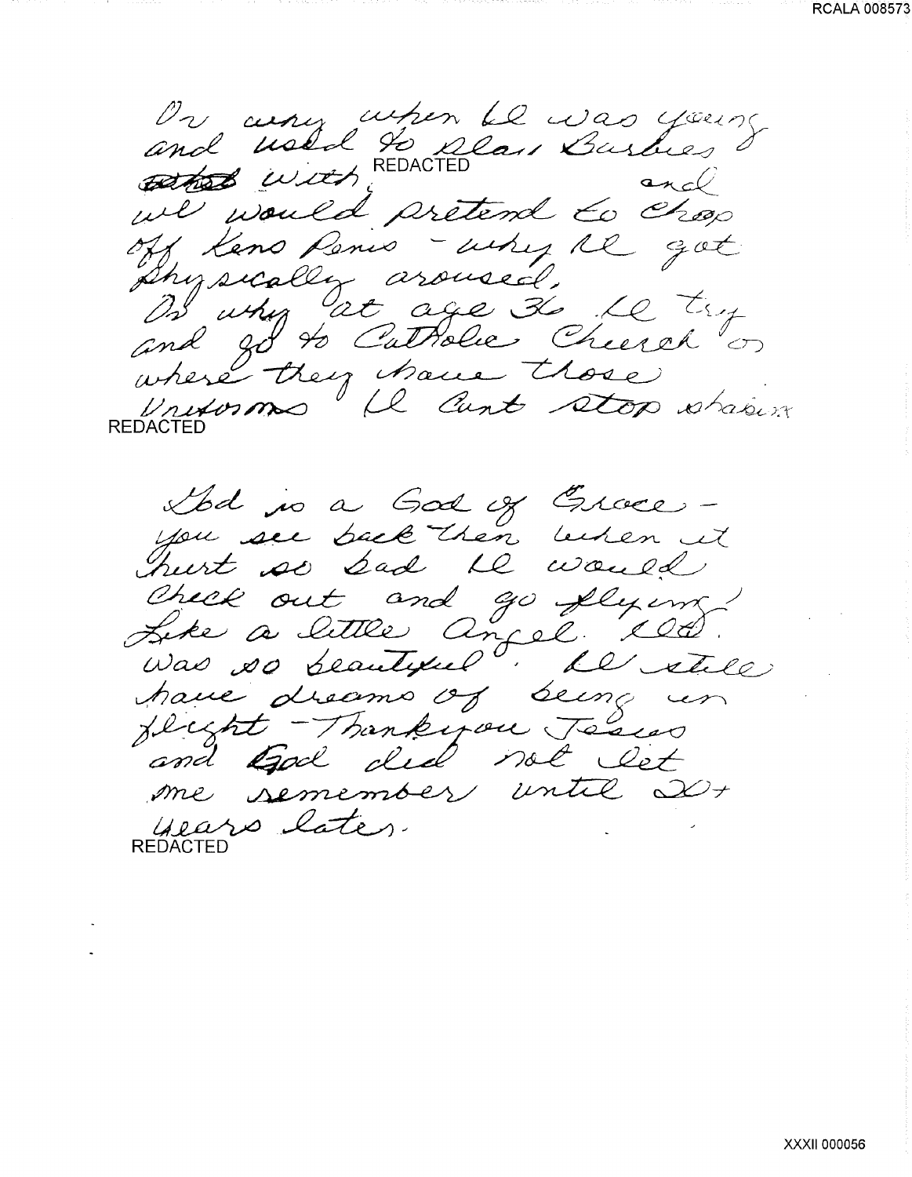Or why when I was young and used to play Barbies & ~~other~~ with REDACTED and we would pretend to chop off Kens Penis - why I got physically aroused.

Or why at age 36 I try and go to Catholic Church or where they have those Uniforms I cant stop shakin

REDACTED

God is a God of Grace - you see back then when it hurt so bad I would check out and go flying! Like a little Angel. It was so beautiful. I still have dreams of being in flight - Thankyou Jesus and God did not let me remember until 20+ years later.

REDACTED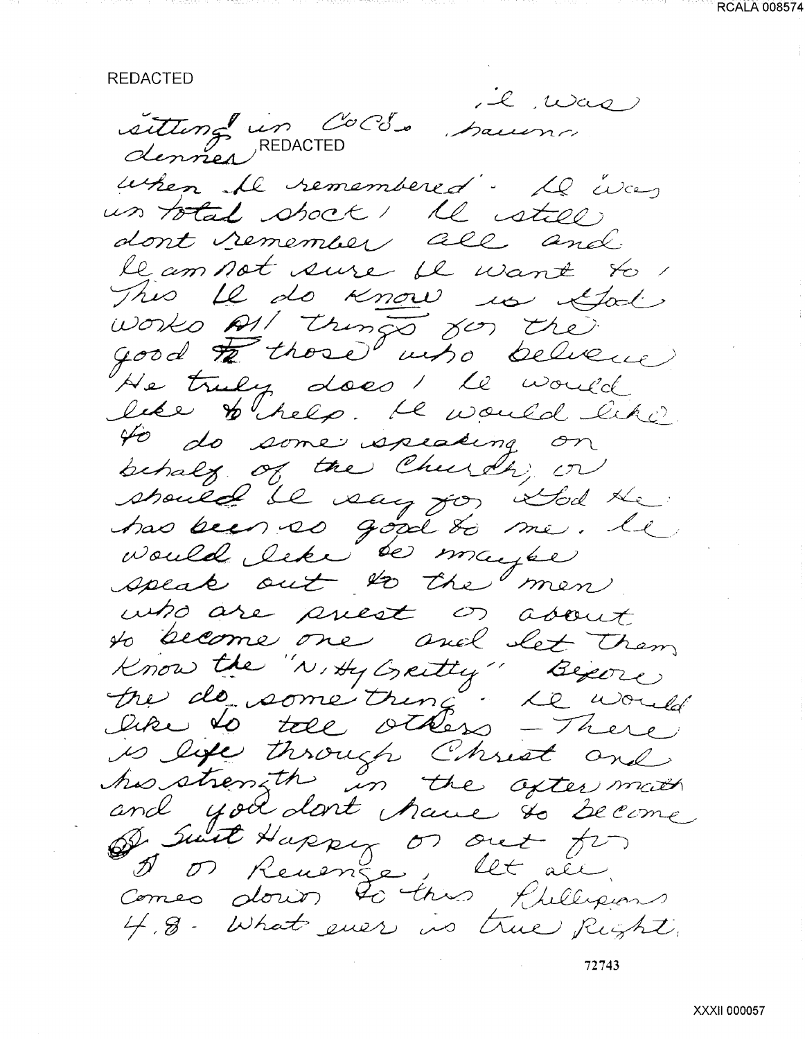REDACTED

I was sitting in CoCo's having dinner REDACTED when I remembered. I was in total shock! I still dont remember all and I am not sure I want to! This I do know is God works All things for the good to those who believe He truly does! I would like to help. I would like to do some speaking on behalf of the Church, or should I say for God He has been so good to me. I would like to maybe speak out to the men who are priest or about to become one and let them know the "Nitty Gritty" Before the do something. I would like to tell others - There is life through Christ and his strength in the after math and you dont have to become Suit Happy or out for or Revenge, let all comes down to this Phillipians 4.8 - What ever is true Right,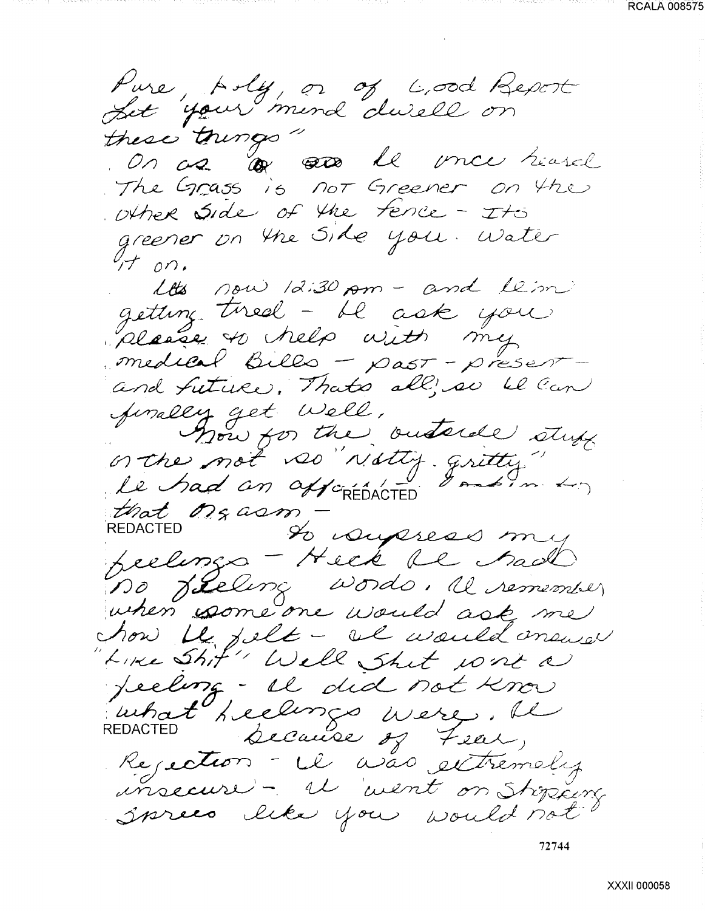Pure, holy, or of Good Report
Let your mind dwell on
these things"

On as ~~a~~ ~~as~~ I once heard
The Grass is not Greener on the
other Side of the fence - Its
greener on the Side you Water
it on.

Its now 12:30 am - and I'm
getting tired - I ask you
please to help with my
medical Bills - past - present -
and future. Thats all; so I can
finally get Well.

Now for the outside stuff
or the not so "Nitty - gritty"
I had an affair REDACTED
that orgasm -
REDACTED to supress my
feelings - Heck I had
no feeling words. I remember
when someone would ask me
how I felt - I would answer
"Like Shit" Well Shit isnt a
feeling - I did not know
what feelings were. I
REDACTED because of Fear,
Rejection - I was extremely
insecure - I went on Shopping
Sprees like you would not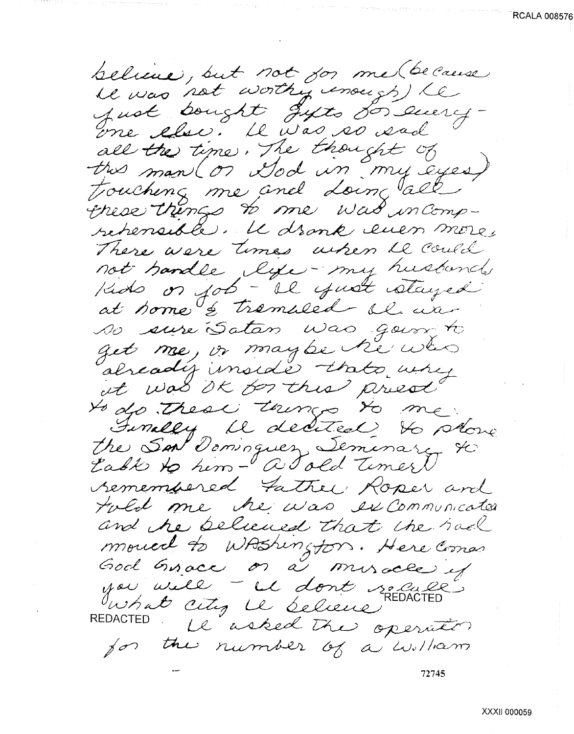believe, but not for me (because I was not worthy enough) I just bought gifts for everyone else. I was so sad all the time. The thought of this man (or God in my eyes) touching me and doing all these things to me was incomprehensible. I drank even more. There were times when I could not handle life - my husband, kids or job - I just stayed at home & trembled. I was so sure Satan was goin to get me, or maybe he was already inside thats why it was OK for this priest to do these things to me. Finally I decided to phone the San Dominguez Seminary to talk to him - a old timer I remembered Father Roper and told me he was excommunicated and he believed that he had moved to Washington. Here comes God Grace or a miracle if you will - I dont recall what city I believe REDACTED REDACTED. I asked the operator for the number of a William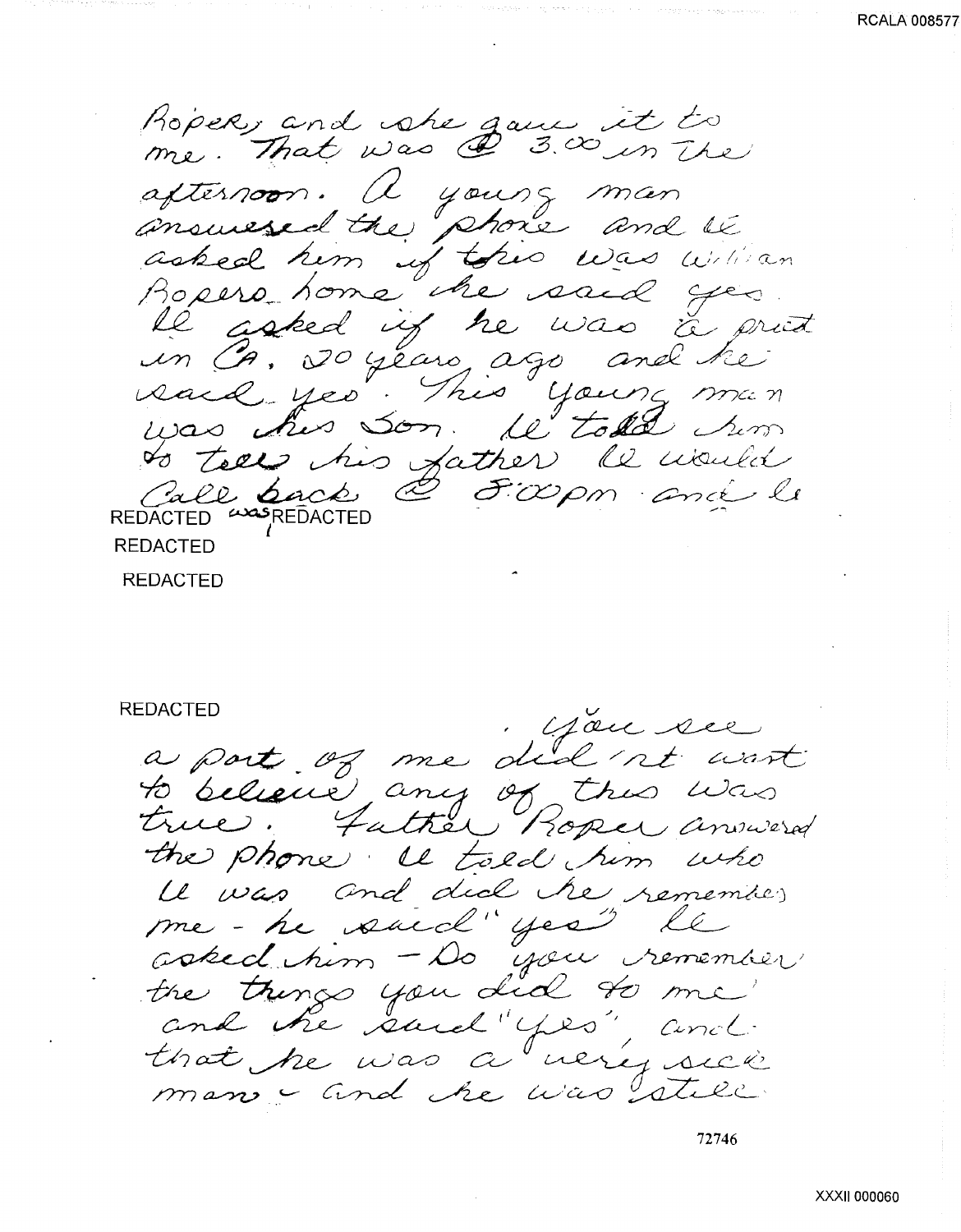Roper, and she gave it to me. That was @ 3.00 in the afternoon. A young man answered the phone and I asked him if this was William Ropers home he said yes. I asked if he was a priest in CA. 20 years ago and he said yes. This young man was his son. I told him to tell his father I would call back @ 8:00pm and I

REDACTED was REDACTED

REDACTED

REDACTED

REDACTED

. You see a part of me did'nt want to believe any of this was true. Father Roper answered the phone. I told him who I was and did he remember me - he said "yes" I asked him - Do you remember the things you did to me and he said "yes", and that he was a very sick man - and he was still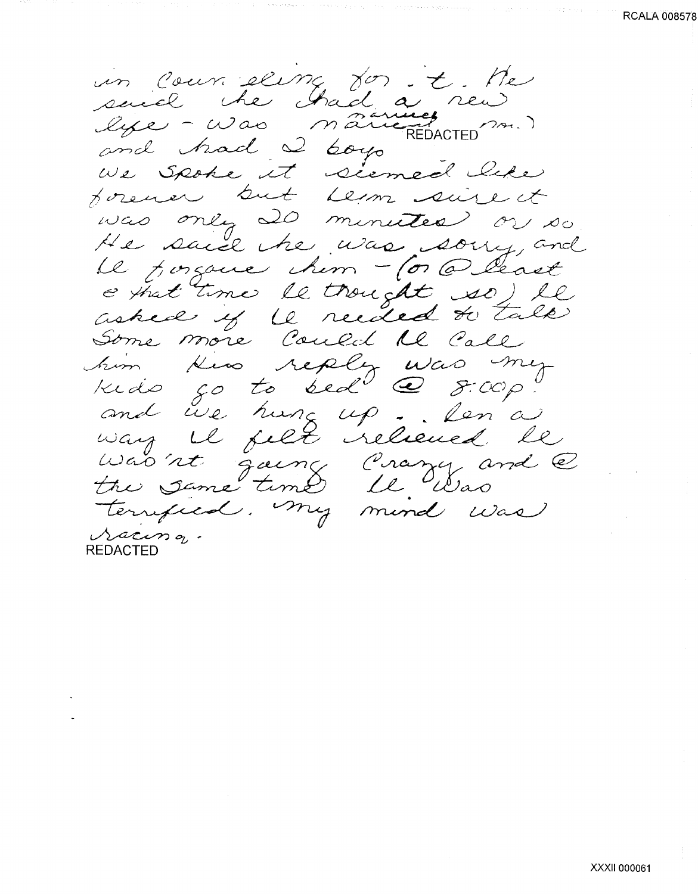in counseling for it. He said he had a new life - was married (married REDACTED m.) and had 2 boys

We spoke it seemed like forever but I'm sure it was only 20 minutes or so. He said he was sorry, and I forgave him - (or @ least @ that time I thought so) I asked if I needed to talk some more could I call him. His reply was my kids go to bed @ 8:00p. and we hung up. In a way I felt relieved I wasn't going crazy and @ the same time I was terrified. My mind was racing.

REDACTED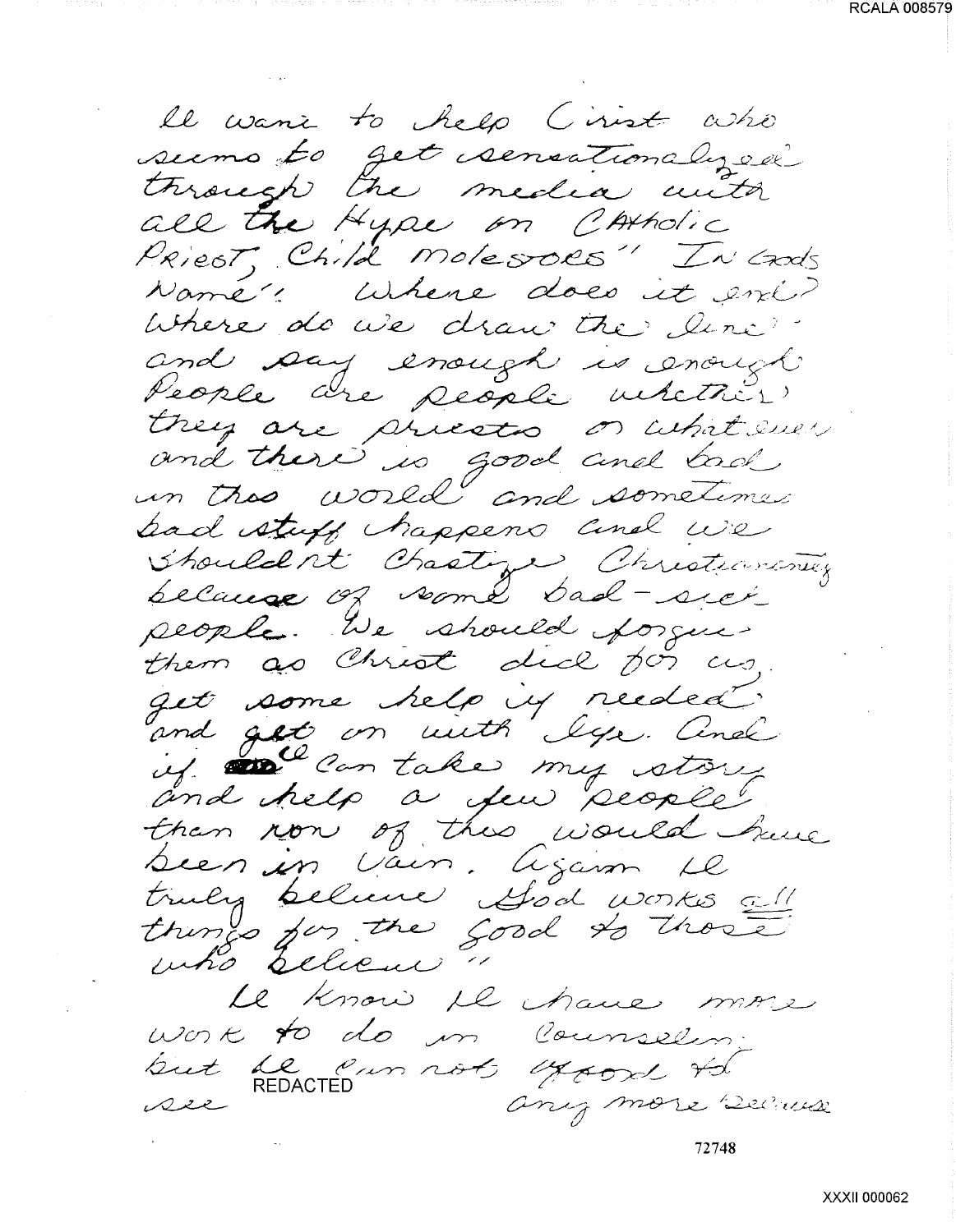I want to help Christ who seems to get sensationalized through the media with all the Hype on "Catholic Priest, Child molesters" In Gods Name"! Where does it end? Where do we draw the line and say enough is enough. People are people whether they are priests or whatever and there is good and bad in this world and sometimes bad stuff happens and we shouldn't Chastize Christianity because of some bad-sick people. We should forgive them as Christ did for us, get some help if needed and get on with life. And if I can take my story and help a few people than non of this would have been in Vain. Again I truly believe "God works all things for the good to those who believe"

I know I have more work to do in Counseling but I can not afford to see REDACTED any more because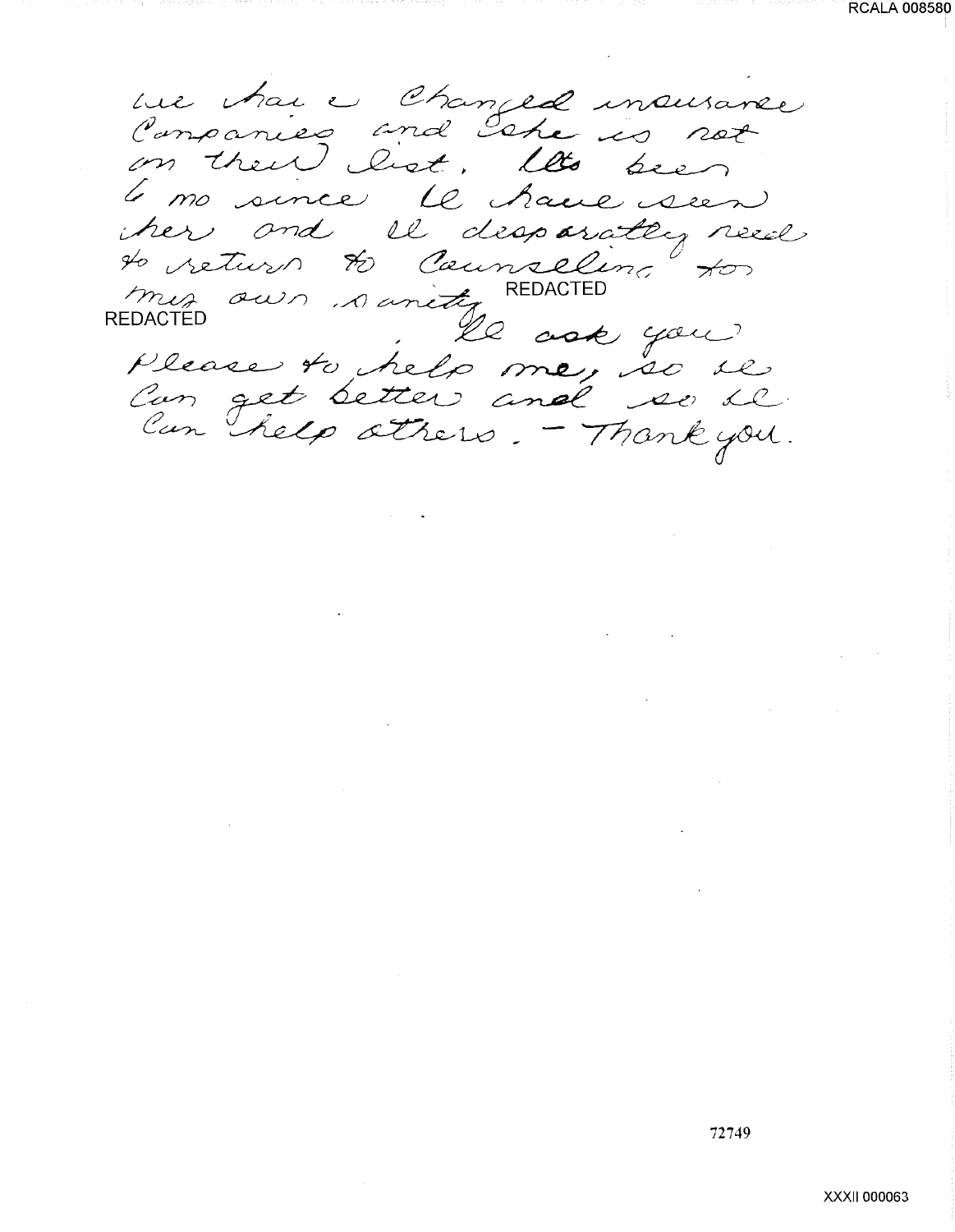we have changed insurance companies and she is not on their list. It's been 6 mo since I have seen her and I desparately need to return to Counseling for my own sanity REDACTED REDACTED I ask you please to help me, so I can get better and so I can help others. – Thank you.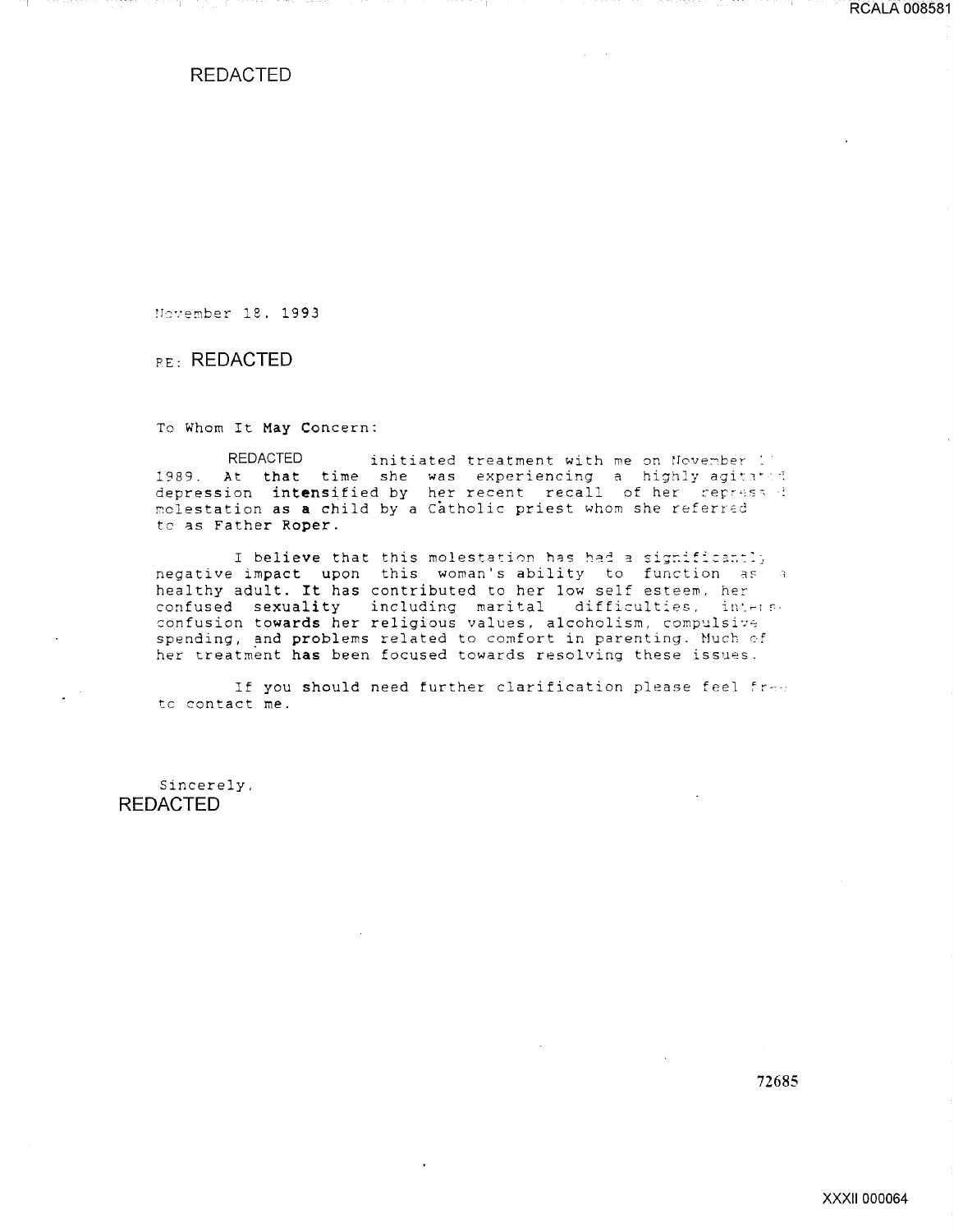REDACTED

November 18, 1993

RE: REDACTED

To Whom It May Concern:

REDACTED initiated treatment with me on November 1 1989. At that time she was experiencing a highly agitated depression intensified by her recent recall of her repressed molestation as a child by a Catholic priest whom she referred to as Father Roper.

I believe that this molestation has had a significantly negative impact upon this woman's ability to function as a healthy adult. It has contributed to her low self esteem, her confused sexuality including marital difficulties, intense confusion towards her religious values, alcoholism, compulsive spending, and problems related to comfort in parenting. Much of her treatment has been focused towards resolving these issues.

If you should need further clarification please feel free to contact me.

Sincerely,
REDACTED

72685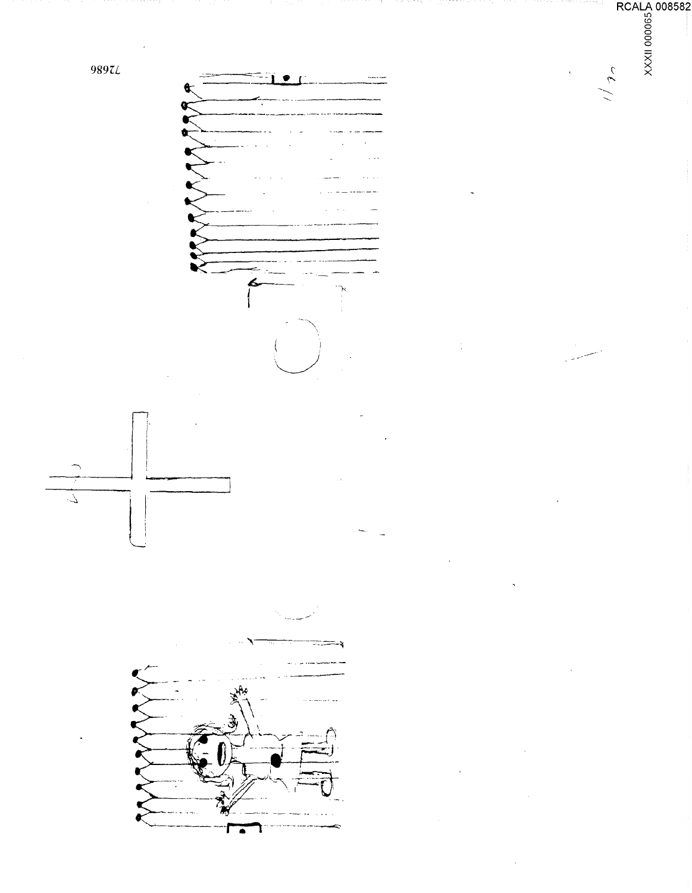72686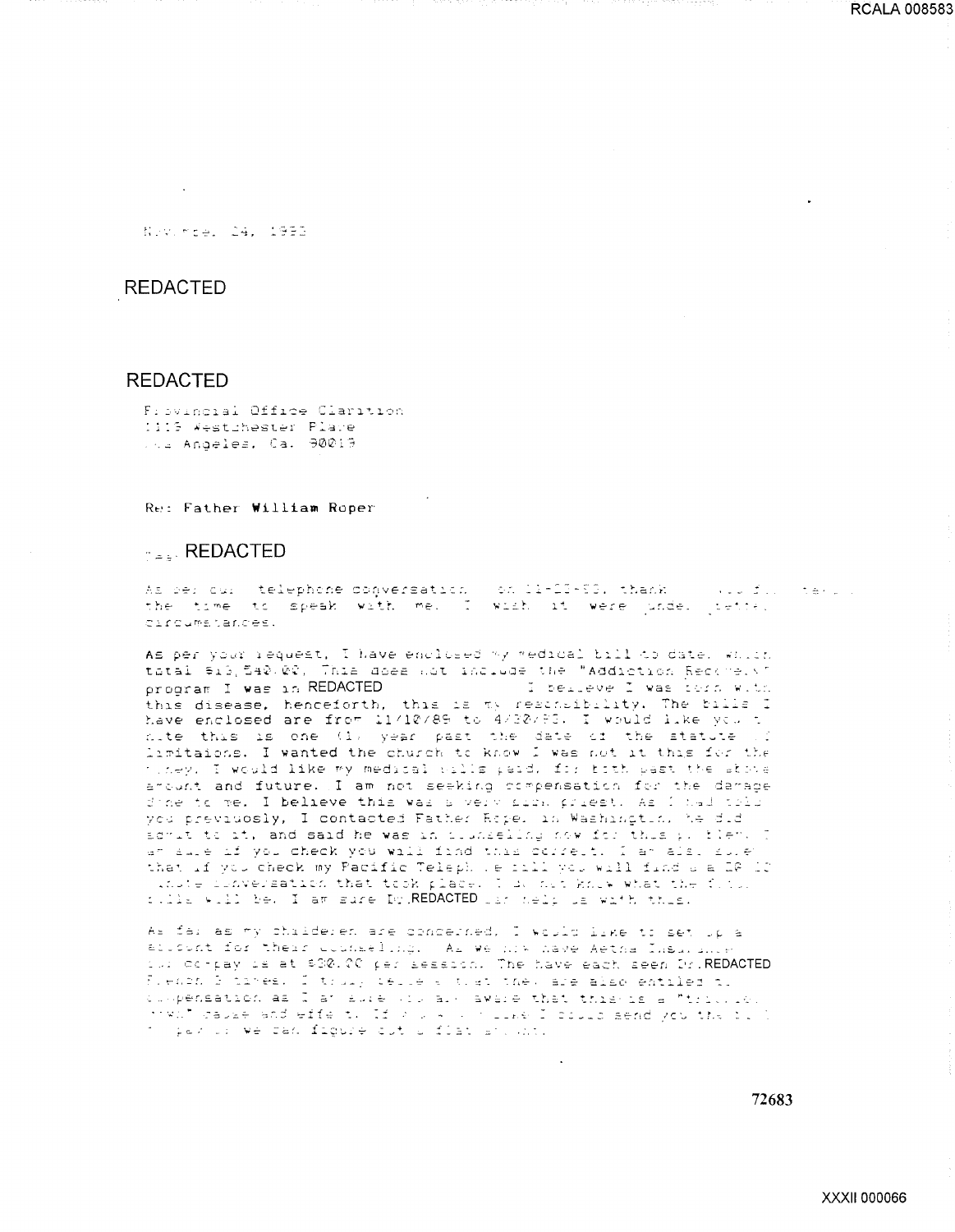November 24, 1993

REDACTED

REDACTED

Provincial Office Claretian
1119 Westchester Place
Los Angeles, Ca. 90019

Re: Father William Roper

Dear REDACTED

As per our telephone conversation on 11-23-93, thank you for taking the time to speak with me. I wish it were under better circumstances.

As per your request, I have enclosed my medical bill to date, which total $13,540.00. This does not include the "Addiction Recovery" program I was in REDACTED I believe I was born with this disease, henceforth, this is my responsibility. The bills I have enclosed are from 11/10/89 to 4/30/93. I would like you to note this is one (1) year past the date of the statute of limitations. I wanted the church to know I was not in this for the money. I would like my medical bills paid, for both past the above amount and future. I am not seeking compensation for the damage done to me. I believe this was a very sick priest. As I had told you previously, I contacted Father Roper in Washington, he did admit to it, and said he was in counseling now for this problem. I am sure if you check you will find this correct. I am also sure that if you check my Pacific Telephone bill you will find a 20 [illegible] minute conversation that took place. I do not know what the future bills will be. I am sure Dr. REDACTED can help us with this.

As far as my childeren are concerned, I would like to set up a account for their counseling. As we now have Aetna Insurance our co-pay is at $20.00 per session. The have each seen Dr. REDACTED [illegible] 3 times. I truly believe that they are also entitled to compensation as I am sure you are aware that this is a "trickle down" cause and effect. If you would like I could send you the bill [illegible] pay or we can figure out a flat amount.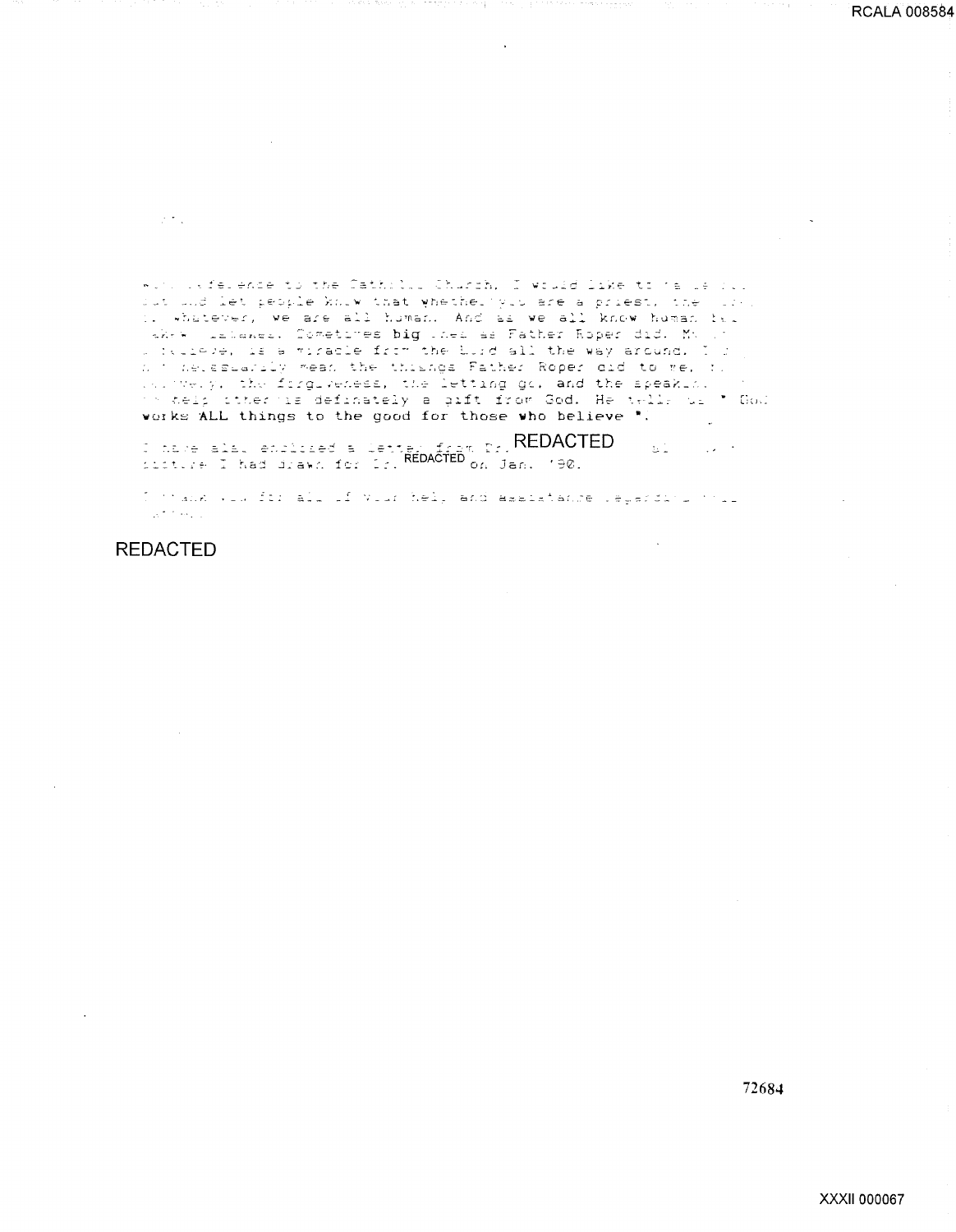with reference to the Catholic Church, I would like to ... out and let people know that whether you are a priest, the ... whatever, we are all human. And as we all know human ... make mistakes. Sometimes big ones as Father Roper did. My ... I believe, is a miracle from the Lord all the way around. I ... not necessarily mean the things Father Roper did to me, ... recovery, the forgiveness, the letting go, and the speaking ... to help others is definately a gift from God. He tells us " God works ALL things to the good for those who believe ".

I have also enclosed a letter from Dr. REDACTED ... picture I had drawn for Dr. REDACTED on Jan. '90.

I thank you for all of your help and assistance regarding this ...

REDACTED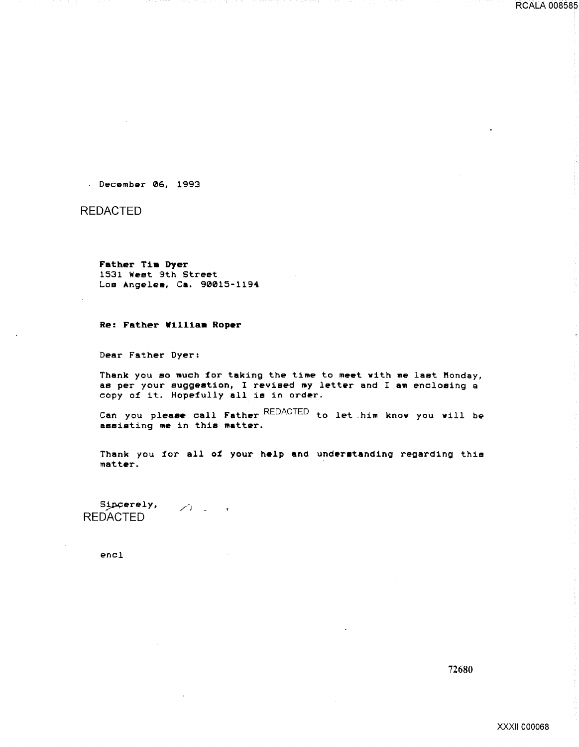December 06, 1993

REDACTED

**Father Tim Dyer**
1531 West 9th Street
Los Angeles, Ca. 90015-1194

**Re: Father William Roper**

Dear Father Dyer:

Thank you so much for taking the time to meet with me last Monday, as per your suggestion, I revised my letter and I am enclosing a copy of it. Hopefully all is in order.

Can you please call Father REDACTED to let him know you will be assisting me in this matter.

Thank you for all of your help and understanding regarding this matter.

Sincerely,
REDACTED

encl

72680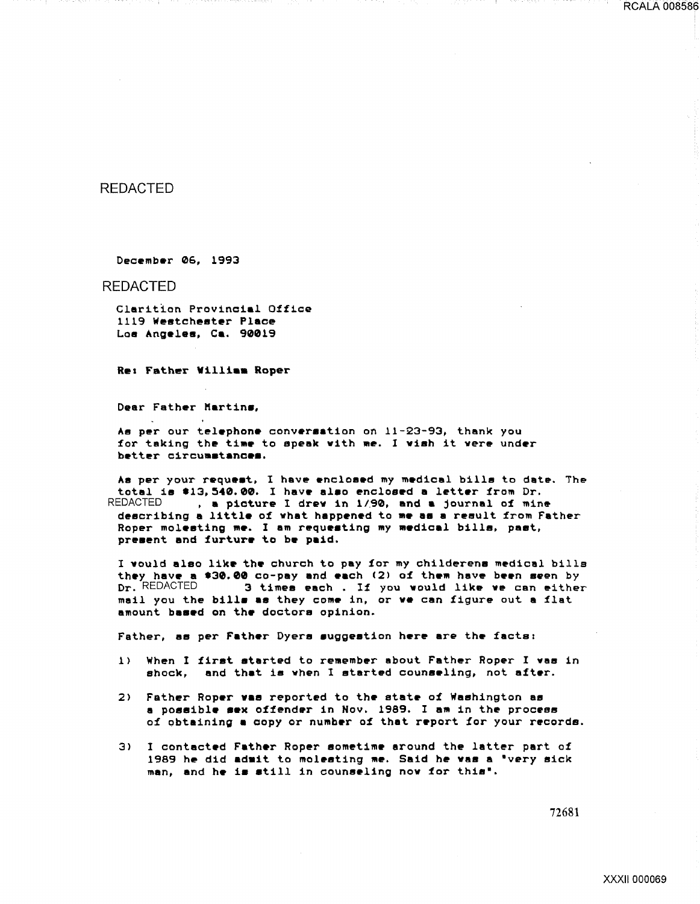REDACTED

December 06, 1993

REDACTED

Claritian Provincial Office
1119 Westchester Place
Los Angeles, Ca. 90019

**Re: Father William Roper**

Dear Father Martins,

As per our telephone conversation on 11-23-93, thank you for taking the time to speak with me. I wish it were under better circumstances.

As per your request, I have enclosed my medical bills to date. The total is $13,540.00. I have also enclosed a letter from Dr. REDACTED, a picture I drew in 1/90, and a journal of mine describing a little of what happened to me as a result from Father Roper molesting me. I am requesting my medical bills, past, present and furture to be paid.

I would also like the church to pay for my childerens medical bills they have a $30.00 co-pay and each (2) of them have been seen by Dr. REDACTED 3 times each . If you would like we can either mail you the bills as they come in, or we can figure out a flat amount based on the doctors opinion.

Father, as per Father Dyers suggestion here are the facts:

1) When I first started to remember about Father Roper I was in shock, and that is when I started counseling, not after.

2) Father Roper was reported to the state of Washington as a possible sex offender in Nov. 1989. I am in the process of obtaining a copy or number of that report for your records.

3) I contacted Father Roper sometime around the latter part of 1989 he did admit to molesting me. Said he was a "very sick man, and he is still in counseling now for this".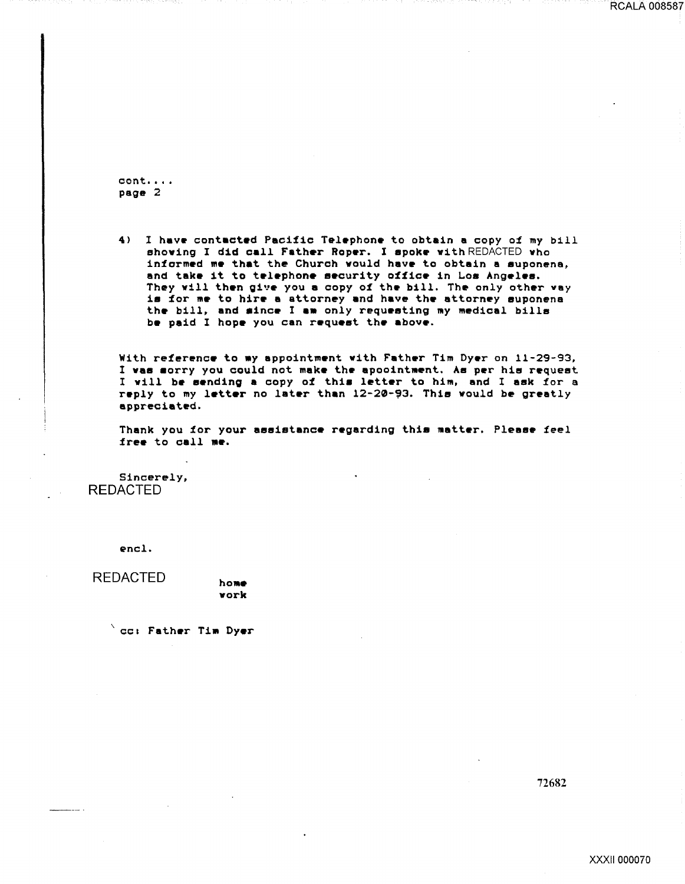cont....
page 2

4) I have contacted Pacific Telephone to obtain a copy of my bill showing I did call Father Roper. I spoke with REDACTED who informed me that the Church would have to obtain a suponena, and take it to telephone security office in Los Angeles. They will then give you a copy of the bill. The only other way is for me to hire a attorney and have the attorney suponena the bill, and since I am only requesting my medical bills be paid I hope you can request the above.

With reference to my appointment with Father Tim Dyer on 11-29-93, I was sorry you could not make the apoointment. As per his request I will be sending a copy of this letter to him, and I ask for a reply to my letter no later than 12-20-93. This would be greatly appreciated.

Thank you for your assistance regarding this matter. Please feel free to call me.

Sincerely,
REDACTED

encl.

REDACTED home
work

cc: Father Tim Dyer

72682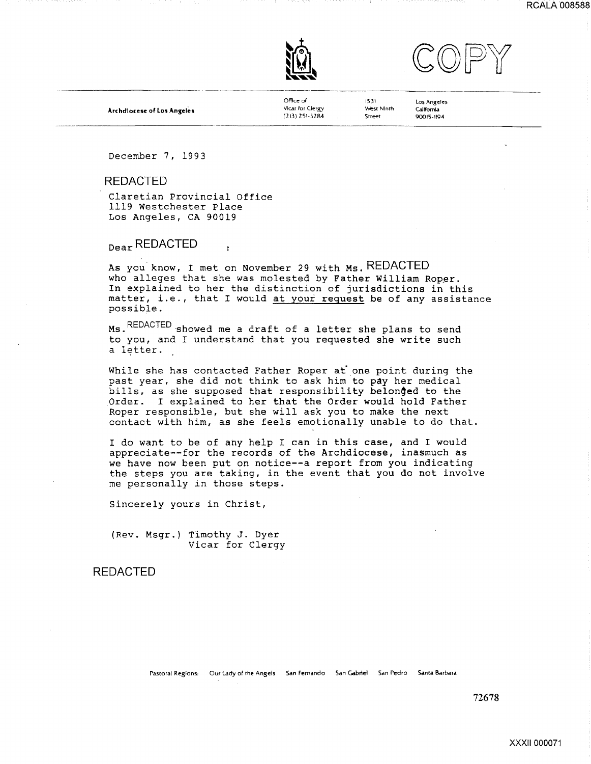COPY

**Archdiocese of Los Angeles**

Office of Vicar for Clergy (213) 251-3284 | 1531 West Ninth Street | Los Angeles California 90015-1194

December 7, 1993

REDACTED

Claretian Provincial Office
1119 Westchester Place
Los Angeles, CA 90019

Dear REDACTED :

As you know, I met on November 29 with Ms. REDACTED who alleges that she was molested by Father William Roper. In explained to her the distinction of jurisdictions in this matter, i.e., that I would at your request be of any assistance possible.

Ms. REDACTED showed me a draft of a letter she plans to send to you, and I understand that you requested she write such a letter.

While she has contacted Father Roper at one point during the past year, she did not think to ask him to pay her medical bills, as she supposed that responsibility belonged to the Order. I explained to her that the Order would hold Father Roper responsible, but she will ask you to make the next contact with him, as she feels emotionally unable to do that.

I do want to be of any help I can in this case, and I would appreciate--for the records of the Archdiocese, inasmuch as we have now been put on notice--a report from you indicating the steps you are taking, in the event that you do not involve me personally in those steps.

Sincerely yours in Christ,

(Rev. Msgr.) Timothy J. Dyer
Vicar for Clergy

REDACTED

Pastoral Regions: Our Lady of the Angels San Fernando San Gabriel San Pedro Santa Barbara

72678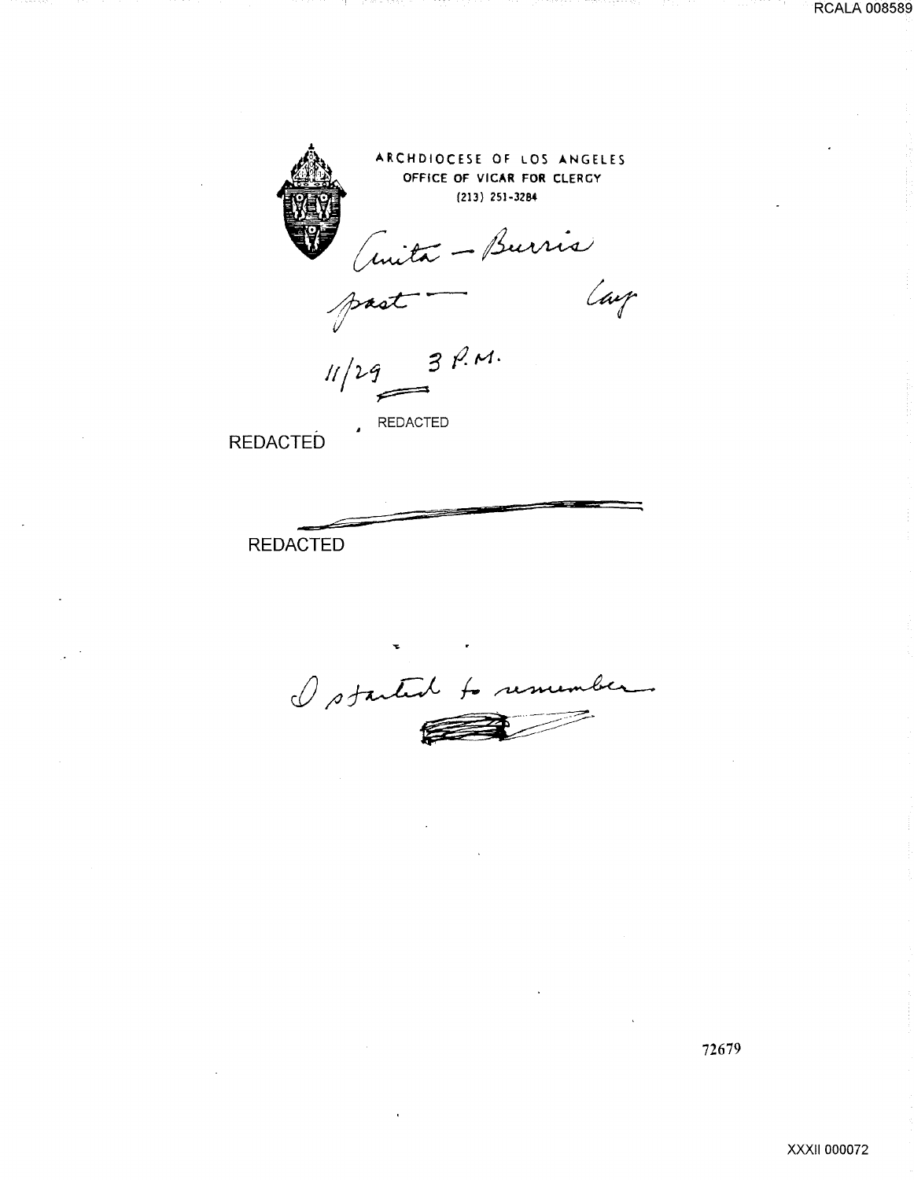ARCHDIOCESE OF LOS ANGELES
OFFICE OF VICAR FOR CLERGY
(213) 251-3284

Anita – Burris

past — Cay

11/29 3 P.M.

REDACTED

REDACTED

REDACTED

I started to remember

72679

XXXII 000072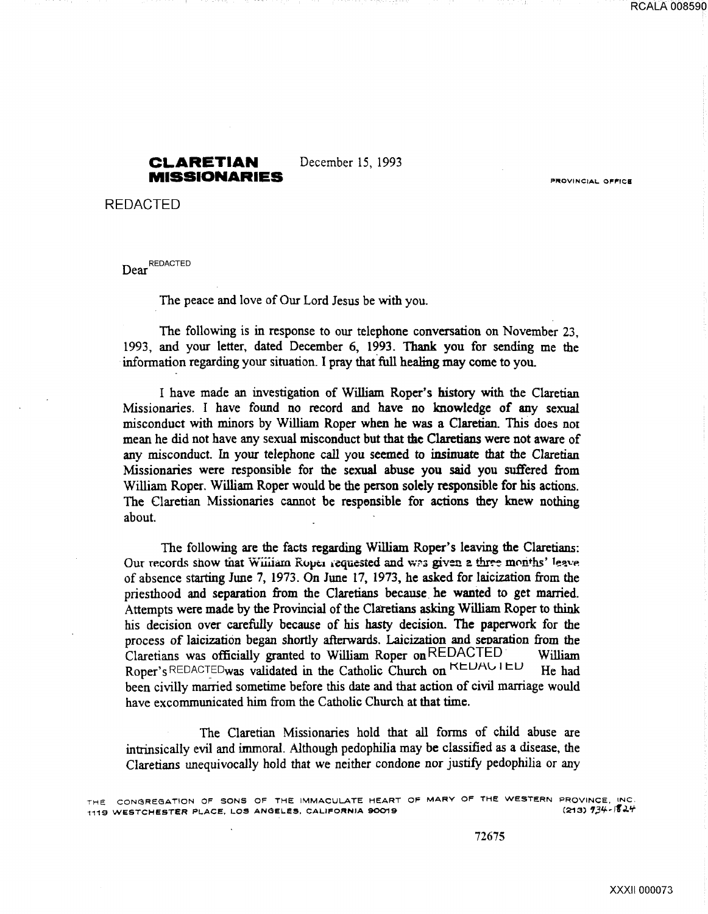**CLARETIAN MISSIONARIES**

December 15, 1993

PROVINCIAL OFFICE

REDACTED

Dear REDACTED

The peace and love of Our Lord Jesus be with you.

The following is in response to our telephone conversation on November 23, 1993, and your letter, dated December 6, 1993. Thank you for sending me the information regarding your situation. I pray that full healing may come to you.

I have made an investigation of William Roper's history with the Claretian Missionaries. I have found no record and have no knowledge of any sexual misconduct with minors by William Roper when he was a Claretian. This does not mean he did not have any sexual misconduct but that the Claretians were not aware of any misconduct. In your telephone call you seemed to insinuate that the Claretian Missionaries were responsible for the sexual abuse you said you suffered from William Roper. William Roper would be the person solely responsible for his actions. The Claretian Missionaries cannot be responsible for actions they knew nothing about.

The following are the facts regarding William Roper's leaving the Claretians: Our records show that William Roper requested and was given a three months' leave of absence starting June 7, 1973. On June 17, 1973, he asked for laicization from the priesthood and separation from the Claretians because he wanted to get married. Attempts were made by the Provincial of the Claretians asking William Roper to think his decision over carefully because of his hasty decision. The paperwork for the process of laicization began shortly afterwards. Laicization and separation from the Claretians was officially granted to William Roper on REDACTED William Roper's REDACTED was validated in the Catholic Church on REDACTED He had been civilly married sometime before this date and that action of civil marriage would have excommunicated him from the Catholic Church at that time.

The Claretian Missionaries hold that all forms of child abuse are intrinsically evil and immoral. Although pedophilia may be classified as a disease, the Claretians unequivocally hold that we neither condone nor justify pedophilia or any

THE CONGREGATION OF SONS OF THE IMMACULATE HEART OF MARY OF THE WESTERN PROVINCE, INC.
1119 WESTCHESTER PLACE, LOS ANGELES, CALIFORNIA 90019 (213) 734-1824

72675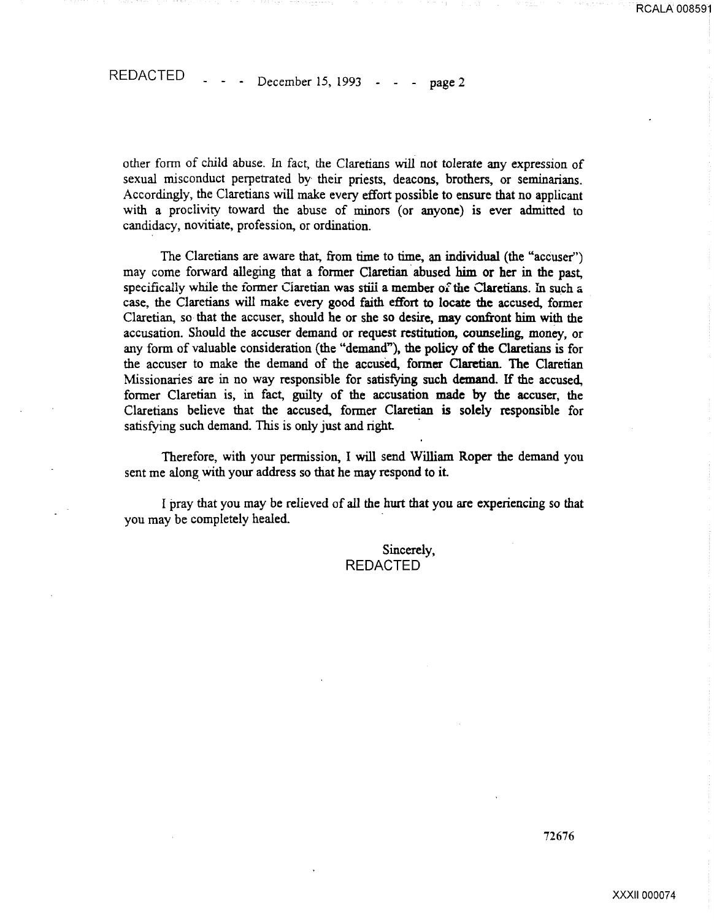other form of child abuse. In fact, the Claretians will not tolerate any expression of sexual misconduct perpetrated by their priests, deacons, brothers, or seminarians. Accordingly, the Claretians will make every effort possible to ensure that no applicant with a proclivity toward the abuse of minors (or anyone) is ever admitted to candidacy, novitiate, profession, or ordination.

The Claretians are aware that, from time to time, an individual (the "accuser") may come forward alleging that a former Claretian abused him or her in the past, specifically while the former Claretian was still a member of the Claretians. In such a case, the Claretians will make every good faith effort to locate the accused, former Claretian, so that the accuser, should he or she so desire, may confront him with the accusation. Should the accuser demand or request restitution, counseling, money, or any form of valuable consideration (the "demand"), the policy of the Claretians is for the accuser to make the demand of the accused, former Claretian. The Claretian Missionaries are in no way responsible for satisfying such demand. If the accused, former Claretian is, in fact, guilty of the accusation made by the accuser, the Claretians believe that the accused, former Claretian is solely responsible for satisfying such demand. This is only just and right.

Therefore, with your permission, I will send William Roper the demand you sent me along with your address so that he may respond to it.

I pray that you may be relieved of all the hurt that you are experiencing so that you may be completely healed.

Sincerely,
REDACTED

72676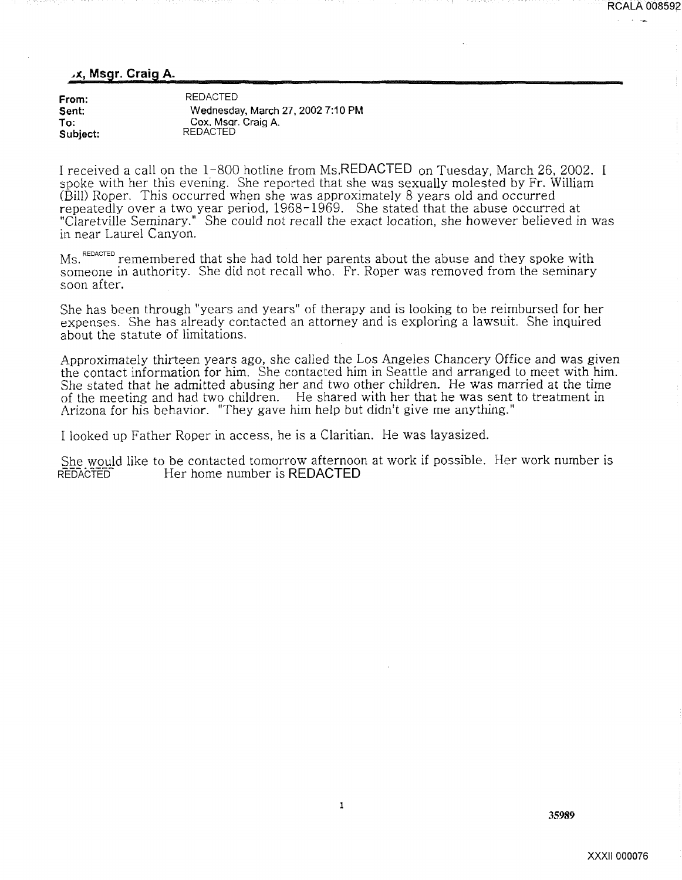**,x, Msgr. Craig A.**

**From:** REDACTED
**Sent:** Wednesday, March 27, 2002 7:10 PM
**To:** Cox, Msgr. Craig A.
**Subject:** REDACTED

I received a call on the 1-800 hotline from Ms.REDACTED on Tuesday, March 26, 2002. I spoke with her this evening. She reported that she was sexually molested by Fr. William (Bill) Roper. This occurred when she was approximately 8 years old and occurred repeatedly over a two year period, 1968-1969. She stated that the abuse occurred at "Claretville Seminary." She could not recall the exact location, she however believed in was in near Laurel Canyon.

Ms. REDACTED remembered that she had told her parents about the abuse and they spoke with someone in authority. She did not recall who. Fr. Roper was removed from the seminary soon after.

She has been through "years and years" of therapy and is looking to be reimbursed for her expenses. She has already contacted an attorney and is exploring a lawsuit. She inquired about the statute of limitations.

Approximately thirteen years ago, she called the Los Angeles Chancery Office and was given the contact information for him. She contacted him in Seattle and arranged to meet with him. She stated that he admitted abusing her and two other children. He was married at the time of the meeting and had two children. He shared with her that he was sent to treatment in Arizona for his behavior. "They gave him help but didn't give me anything."

I looked up Father Roper in access, he is a Claritian. He was layasized.

She would like to be contacted tomorrow afternoon at work if possible. Her work number is REDACTED Her home number is REDACTED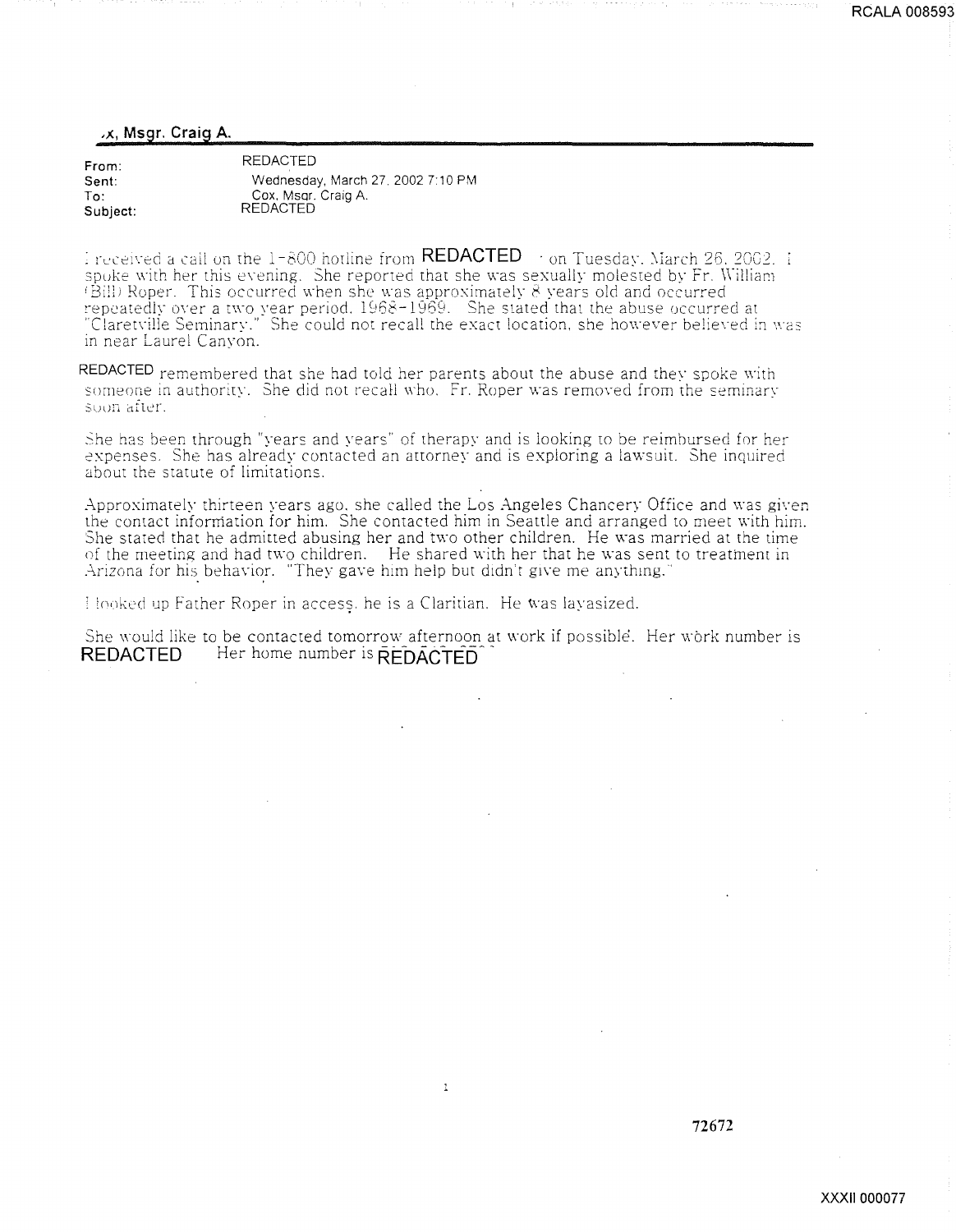**,x, Msgr. Craig A.**

| | |
|---|---|
| **From:** | REDACTED |
| **Sent:** | Wednesday, March 27, 2002 7:10 PM |
| **To:** | Cox, Msgr. Craig A. |
| **Subject:** | REDACTED |

I received a call on the 1-800 hotline from REDACTED on Tuesday, March 26, 2002. I spoke with her this evening. She reported that she was sexually molested by Fr. William (Bill) Roper. This occurred when she was approximately 8 years old and occurred repeatedly over a two year period. 1968-1969. She stated that the abuse occurred at "Claretville Seminary." She could not recall the exact location, she however believed in was in near Laurel Canyon.

REDACTED remembered that she had told her parents about the abuse and they spoke with someone in authority. She did not recall who. Fr. Roper was removed from the seminary soon after.

She has been through "years and years" of therapy and is looking to be reimbursed for her expenses. She has already contacted an attorney and is exploring a lawsuit. She inquired about the statute of limitations.

Approximately thirteen years ago, she called the Los Angeles Chancery Office and was given the contact information for him. She contacted him in Seattle and arranged to meet with him. She stated that he admitted abusing her and two other children. He was married at the time of the meeting and had two children. He shared with her that he was sent to treatment in Arizona for his behavior. "They gave him help but didn't give me anything."

I looked up Father Roper in access, he is a Claritian. He was layasized.

She would like to be contacted tomorrow afternoon at work if possible. Her work number is REDACTED Her home number is REDACTED

72672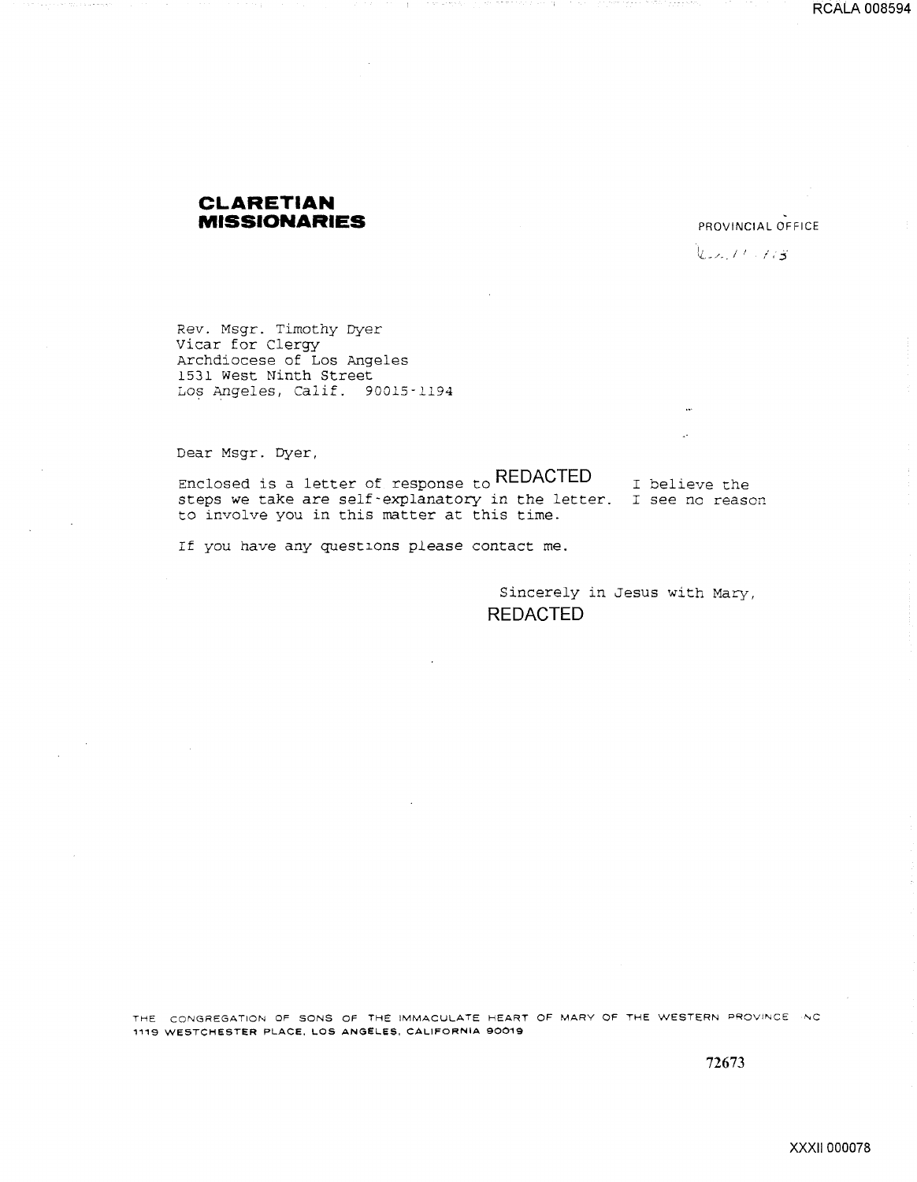**CLARETIAN MISSIONARIES**

PROVINCIAL OFFICE

Rev. Msgr. Timothy Dyer
Vicar for Clergy
Archdiocese of Los Angeles
1531 West Ninth Street
Los Angeles, Calif. 90015-1194

Dear Msgr. Dyer,

Enclosed is a letter of response to REDACTED I believe the steps we take are self-explanatory in the letter. I see no reason to involve you in this matter at this time.

If you have any questions please contact me.

Sincerely in Jesus with Mary,
REDACTED

THE CONGREGATION OF SONS OF THE IMMACULATE HEART OF MARY OF THE WESTERN PROVINCE INC
1119 WESTCHESTER PLACE, LOS ANGELES, CALIFORNIA 90019

72673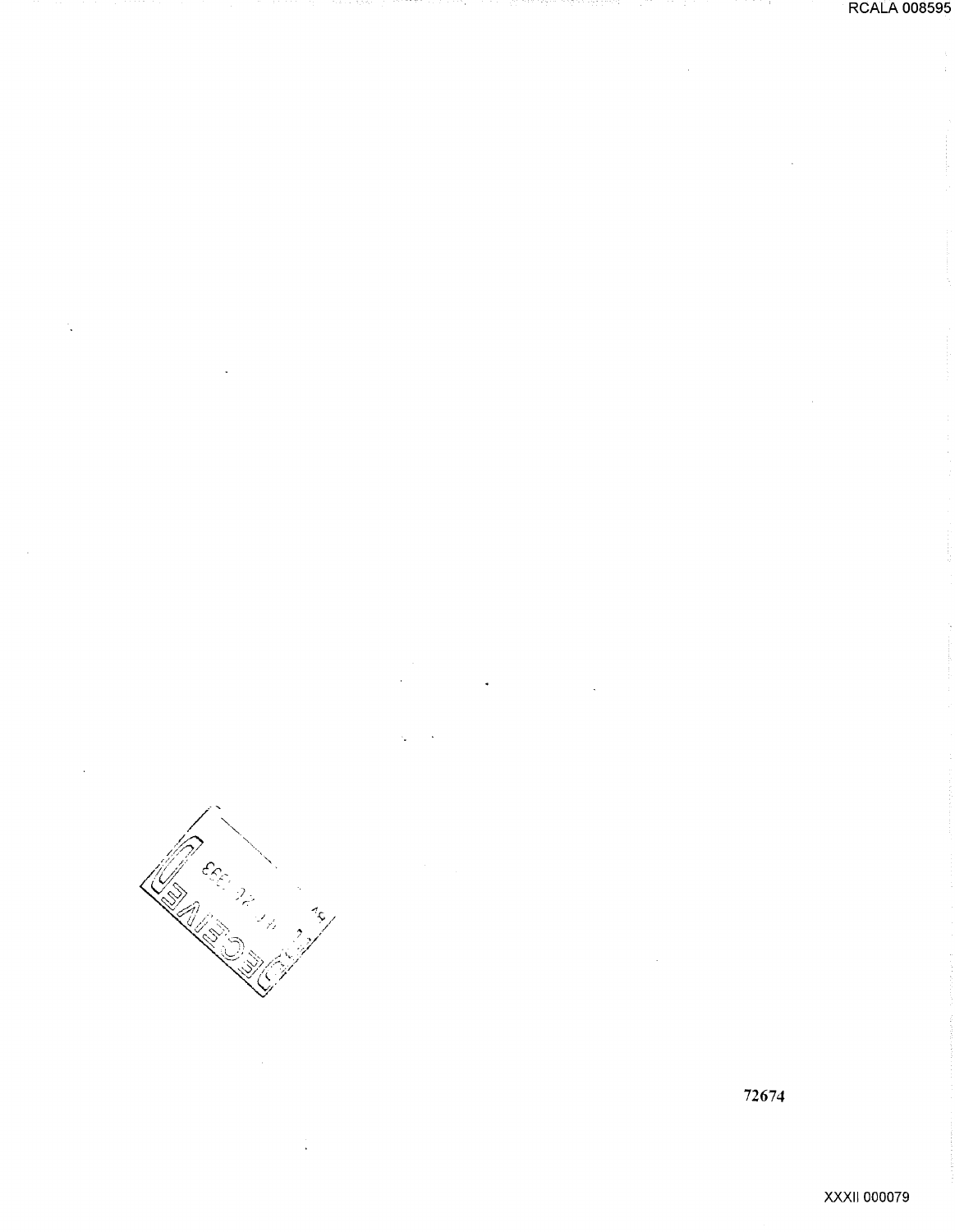RECEIVED

72674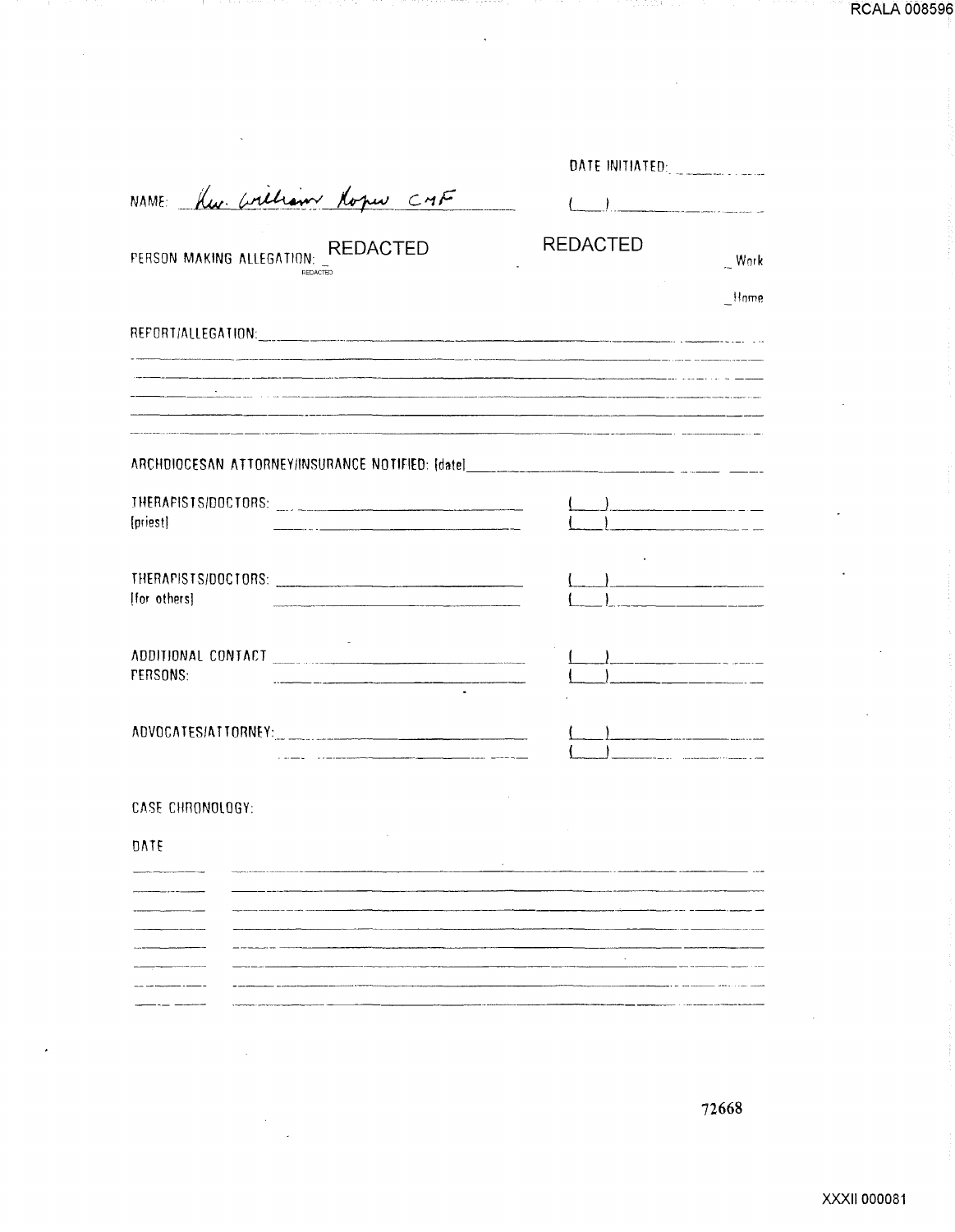DATE INITIATED: ________

NAME: Rev. William Roper CMF

( ) ________

PERSON MAKING ALLEGATION: REDACTED

REDACTED

REDACTED

_ Work

_ Home

REPORT/ALLEGATION: ________

ARCHDIOCESAN ATTORNEY/INSURANCE NOTIFIED: (date) ________

THERAPISTS/DOCTORS: (priest) ________ ( ) ________ ( ) ________

THERAPISTS/DOCTORS: (for others) ________ ( ) ________ ( ) ________

ADDITIONAL CONTACT PERSONS: ________ ( ) ________ ( ) ________

ADVOCATES/ATTORNEY: ________ ( ) ________ ( ) ________

CASE CHRONOLOGY:

DATE

72668

XXXII 000081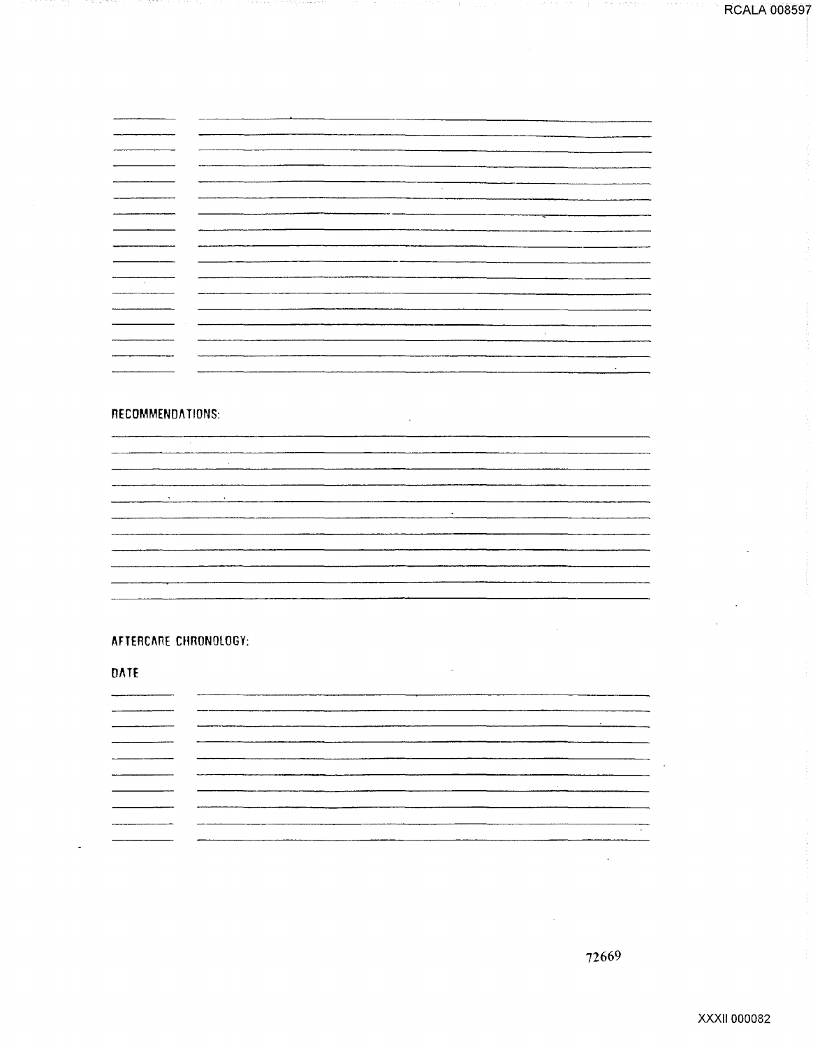RECOMMENDATIONS:

AFTERCARE CHRONOLOGY:

DATE

72669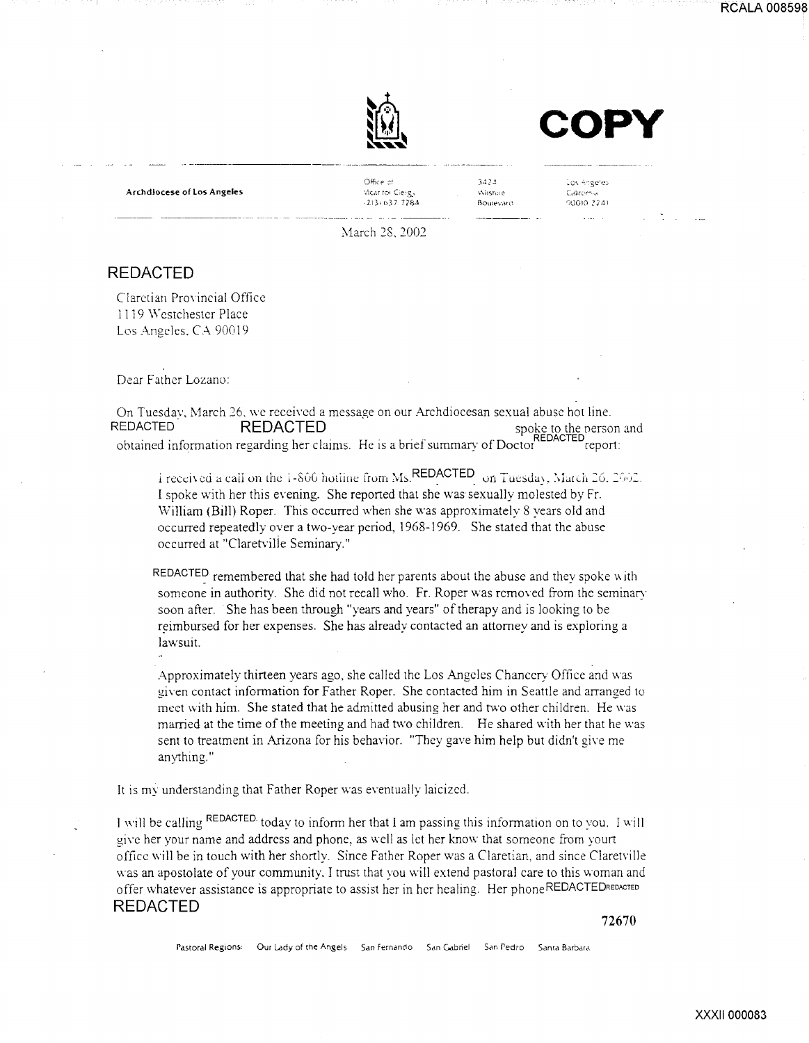COPY

**Archdiocese of Los Angeles**

Office of Vicar for Clergy (213) 637-7284 | 3424 Wilshire Boulevard | Los Angeles California 90010-2241

March 28, 2002

REDACTED

Claretian Provincial Office
1119 Westchester Place
Los Angeles, CA 90019

Dear Father Lozano:

On Tuesday, March 26, we received a message on our Archdiocesan sexual abuse hot line. REDACTED REDACTED spoke to the person and obtained information regarding her claims. He is a brief summary of Doctor REDACTED report:

> I received a call on the 1-800 hotline from Ms. REDACTED on Tuesday, March 26, 2002. I spoke with her this evening. She reported that she was sexually molested by Fr. William (Bill) Roper. This occurred when she was approximately 8 years old and occurred repeatedly over a two-year period, 1968-1969. She stated that the abuse occurred at "Claretville Seminary."
>
> REDACTED remembered that she had told her parents about the abuse and they spoke with someone in authority. She did not recall who. Fr. Roper was removed from the seminary soon after. She has been through "years and years" of therapy and is looking to be reimbursed for her expenses. She has already contacted an attorney and is exploring a lawsuit.
>
> Approximately thirteen years ago, she called the Los Angeles Chancery Office and was given contact information for Father Roper. She contacted him in Seattle and arranged to meet with him. She stated that he admitted abusing her and two other children. He was married at the time of the meeting and had two children. He shared with her that he was sent to treatment in Arizona for his behavior. "They gave him help but didn't give me anything."

It is my understanding that Father Roper was eventually laicized.

I will be calling REDACTED today to inform her that I am passing this information on to you. I will give her your name and address and phone, as well as let her know that someone from yourt office will be in touch with her shortly. Since Father Roper was a Claretian, and since Claretville was an apostolate of your community, I trust that you will extend pastoral care to this woman and offer whatever assistance is appropriate to assist her in her healing. Her phone REDACTED REDACTED
REDACTED

72670

Pastoral Regions: Our Lady of the Angels San Fernando San Gabriel San Pedro Santa Barbara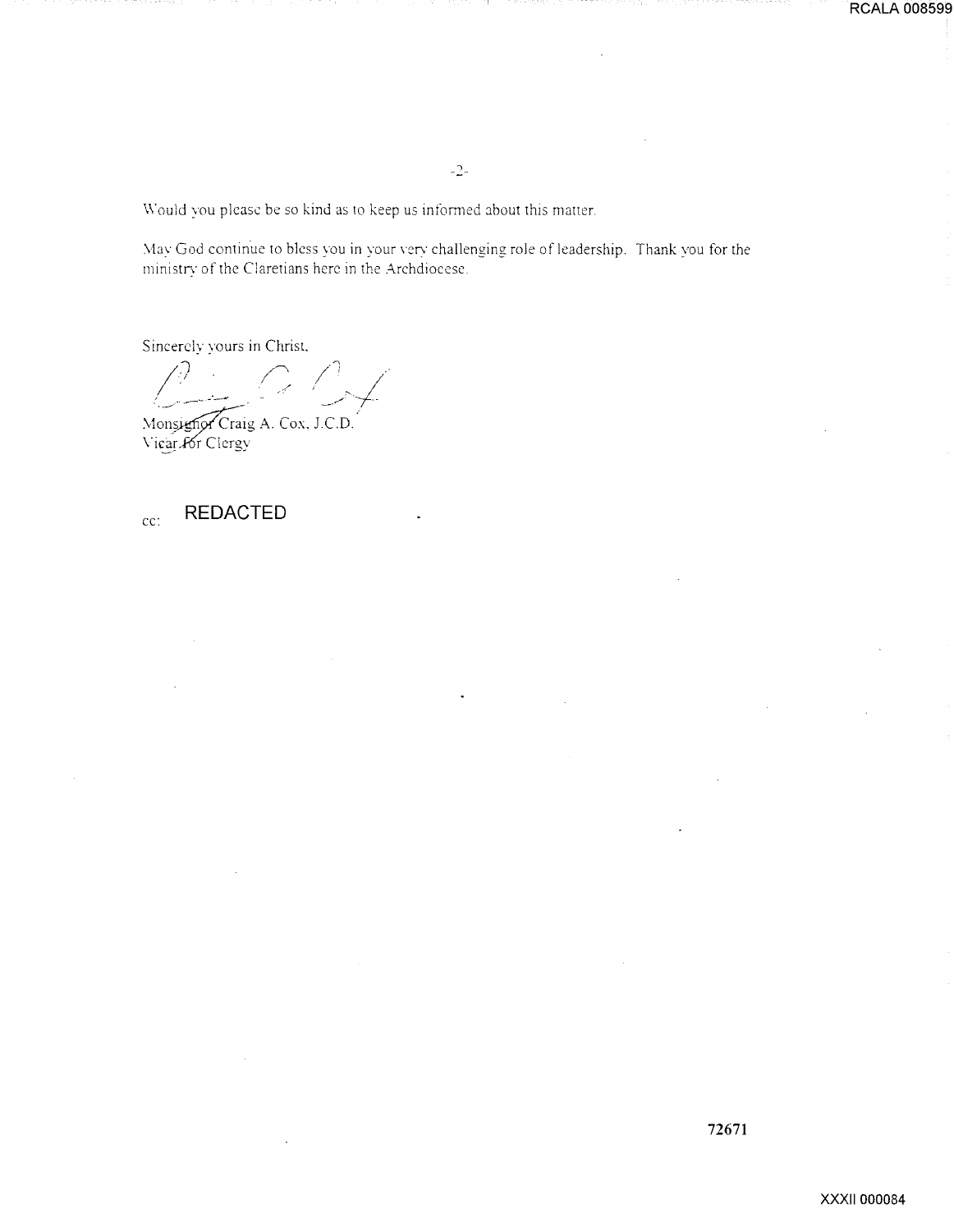Would you please be so kind as to keep us informed about this matter.

May God continue to bless you in your very challenging role of leadership. Thank you for the ministry of the Claretians here in the Archdiocese.

Sincerely yours in Christ,

Monsignor Craig A. Cox, J.C.D.
Vicar for Clergy

cc: REDACTED

72671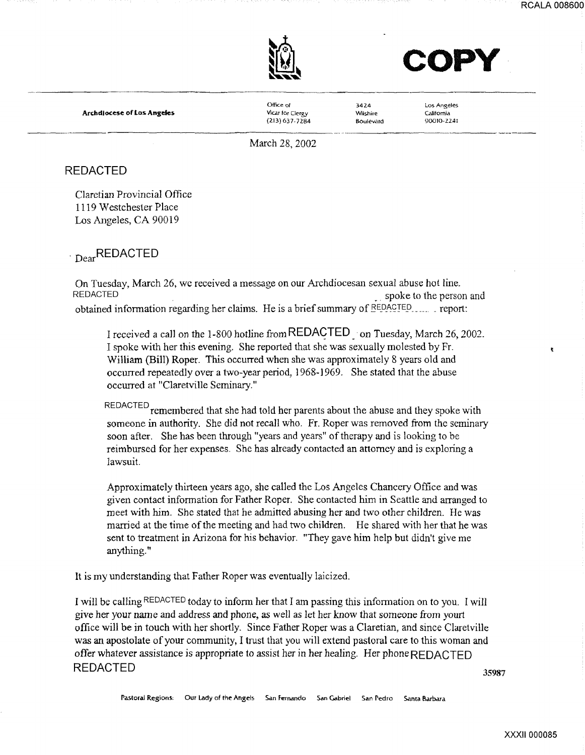COPY

**Archdiocese of Los Angeles**

Office of Vicar for Clergy (213) 637-7284 | 3424 Wilshire Boulevard | Los Angeles California 90010-2241

March 28, 2002

REDACTED

Claretian Provincial Office
1119 Westchester Place
Los Angeles, CA 90019

Dear REDACTED

On Tuesday, March 26, we received a message on our Archdiocesan sexual abuse hot line. REDACTED spoke to the person and obtained information regarding her claims. He is a brief summary of REDACTED report:

> I received a call on the 1-800 hotline from REDACTED on Tuesday, March 26, 2002. I spoke with her this evening. She reported that she was sexually molested by Fr. William (Bill) Roper. This occurred when she was approximately 8 years old and occurred repeatedly over a two-year period, 1968-1969. She stated that the abuse occurred at "Claretville Seminary."
>
> REDACTED remembered that she had told her parents about the abuse and they spoke with someone in authority. She did not recall who. Fr. Roper was removed from the seminary soon after. She has been through "years and years" of therapy and is looking to be reimbursed for her expenses. She has already contacted an attorney and is exploring a lawsuit.
>
> Approximately thirteen years ago, she called the Los Angeles Chancery Office and was given contact information for Father Roper. She contacted him in Seattle and arranged to meet with him. She stated that he admitted abusing her and two other children. He was married at the time of the meeting and had two children. He shared with her that he was sent to treatment in Arizona for his behavior. "They gave him help but didn't give me anything."

It is my understanding that Father Roper was eventually laicized.

I will be calling REDACTED today to inform her that I am passing this information on to you. I will give her your name and address and phone, as well as let her know that someone from yourt office will be in touch with her shortly. Since Father Roper was a Claretian, and since Claretville was an apostolate of your community, I trust that you will extend pastoral care to this woman and offer whatever assistance is appropriate to assist her in her healing. Her phone REDACTED
REDACTED

35987

Pastoral Regions: Our Lady of the Angels San Fernando San Gabriel San Pedro Santa Barbara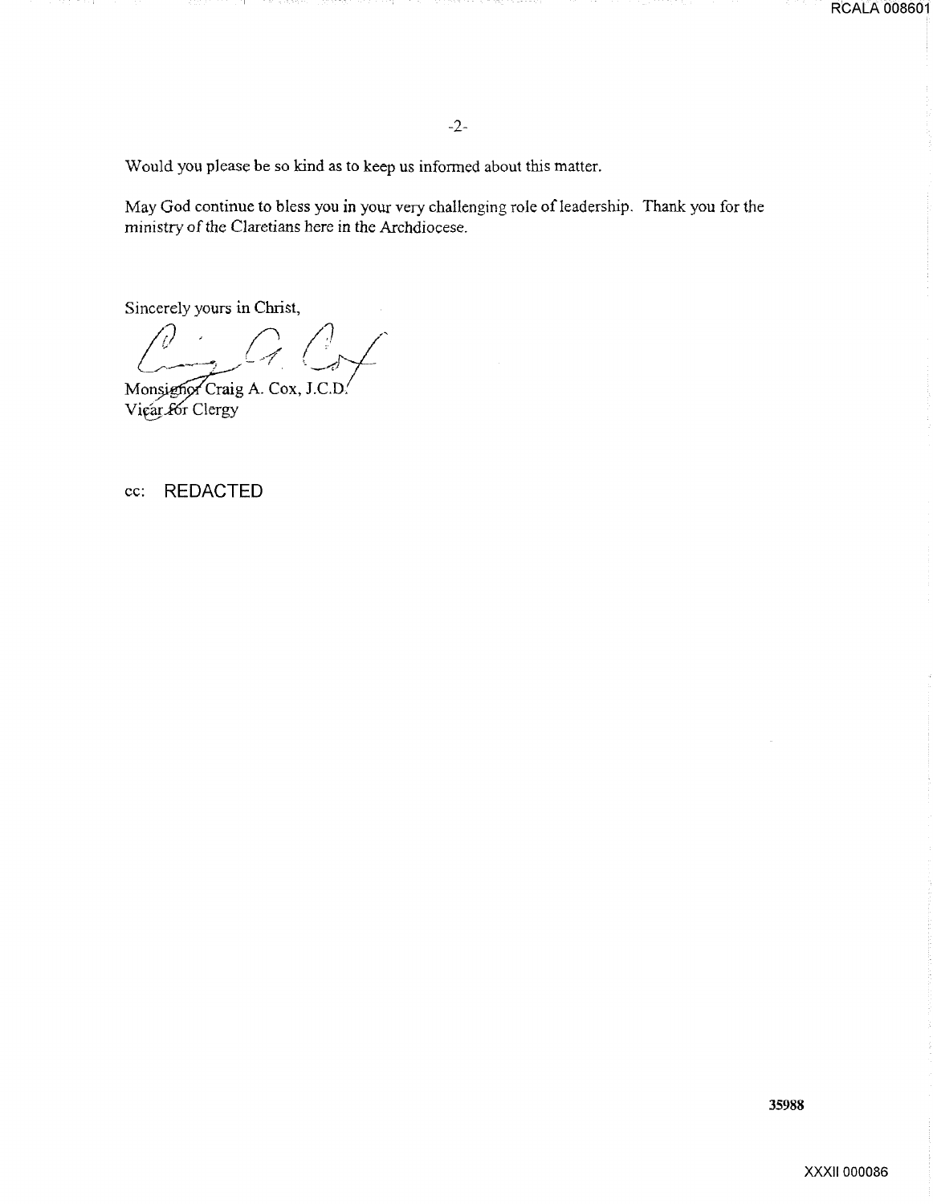Would you please be so kind as to keep us informed about this matter.

May God continue to bless you in your very challenging role of leadership. Thank you for the ministry of the Claretians here in the Archdiocese.

Sincerely yours in Christ,

Monsignor Craig A. Cox, J.C.D.
Vicar for Clergy

cc: REDACTED

35988